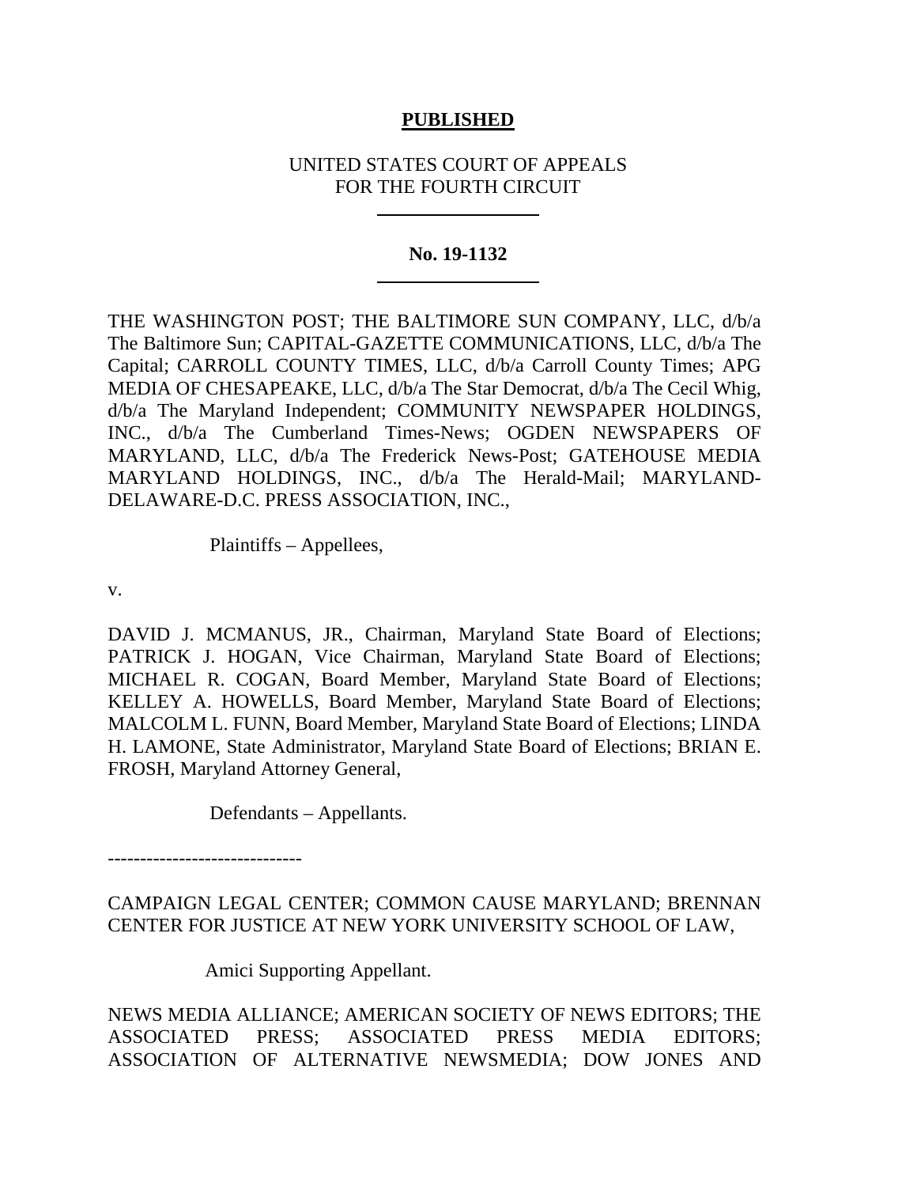**PUBLISHED**

UNITED STATES COURT OF APPEALS
FOR THE FOURTH CIRCUIT

---

**No. 19-1132**

---

THE WASHINGTON POST; THE BALTIMORE SUN COMPANY, LLC, d/b/a The Baltimore Sun; CAPITAL-GAZETTE COMMUNICATIONS, LLC, d/b/a The Capital; CARROLL COUNTY TIMES, LLC, d/b/a Carroll County Times; APG MEDIA OF CHESAPEAKE, LLC, d/b/a The Star Democrat, d/b/a The Cecil Whig, d/b/a The Maryland Independent; COMMUNITY NEWSPAPER HOLDINGS, INC., d/b/a The Cumberland Times-News; OGDEN NEWSPAPERS OF MARYLAND, LLC, d/b/a The Frederick News-Post; GATEHOUSE MEDIA MARYLAND HOLDINGS, INC., d/b/a The Herald-Mail; MARYLAND-DELAWARE-D.C. PRESS ASSOCIATION, INC.,

Plaintiffs – Appellees,

v.

DAVID J. MCMANUS, JR., Chairman, Maryland State Board of Elections; PATRICK J. HOGAN, Vice Chairman, Maryland State Board of Elections; MICHAEL R. COGAN, Board Member, Maryland State Board of Elections; KELLEY A. HOWELLS, Board Member, Maryland State Board of Elections; MALCOLM L. FUNN, Board Member, Maryland State Board of Elections; LINDA H. LAMONE, State Administrator, Maryland State Board of Elections; BRIAN E. FROSH, Maryland Attorney General,

Defendants – Appellants.

------------------------------

CAMPAIGN LEGAL CENTER; COMMON CAUSE MARYLAND; BRENNAN CENTER FOR JUSTICE AT NEW YORK UNIVERSITY SCHOOL OF LAW,

Amici Supporting Appellant.

NEWS MEDIA ALLIANCE; AMERICAN SOCIETY OF NEWS EDITORS; THE ASSOCIATED PRESS; ASSOCIATED PRESS MEDIA EDITORS; ASSOCIATION OF ALTERNATIVE NEWSMEDIA; DOW JONES AND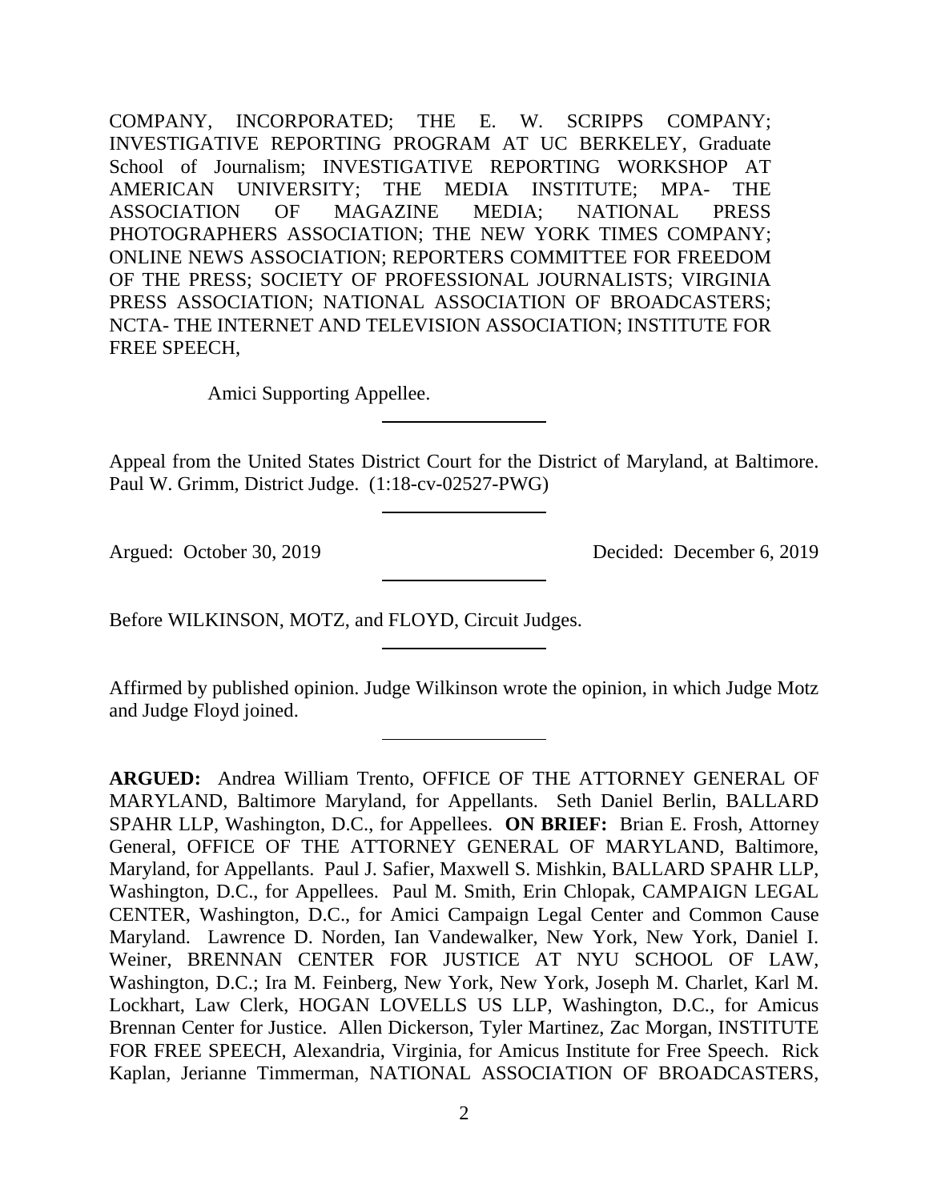COMPANY, INCORPORATED; THE E. W. SCRIPPS COMPANY; INVESTIGATIVE REPORTING PROGRAM AT UC BERKELEY, Graduate School of Journalism; INVESTIGATIVE REPORTING WORKSHOP AT AMERICAN UNIVERSITY; THE MEDIA INSTITUTE; MPA- THE ASSOCIATION OF MAGAZINE MEDIA; NATIONAL PRESS PHOTOGRAPHERS ASSOCIATION; THE NEW YORK TIMES COMPANY; ONLINE NEWS ASSOCIATION; REPORTERS COMMITTEE FOR FREEDOM OF THE PRESS; SOCIETY OF PROFESSIONAL JOURNALISTS; VIRGINIA PRESS ASSOCIATION; NATIONAL ASSOCIATION OF BROADCASTERS; NCTA- THE INTERNET AND TELEVISION ASSOCIATION; INSTITUTE FOR FREE SPEECH,

Amici Supporting Appellee.

---

Appeal from the United States District Court for the District of Maryland, at Baltimore. Paul W. Grimm, District Judge. (1:18-cv-02527-PWG)

---

Argued: October 30, 2019 Decided: December 6, 2019

---

Before WILKINSON, MOTZ, and FLOYD, Circuit Judges.

---

Affirmed by published opinion. Judge Wilkinson wrote the opinion, in which Judge Motz and Judge Floyd joined.

---

**ARGUED:** Andrea William Trento, OFFICE OF THE ATTORNEY GENERAL OF MARYLAND, Baltimore Maryland, for Appellants. Seth Daniel Berlin, BALLARD SPAHR LLP, Washington, D.C., for Appellees. **ON BRIEF:** Brian E. Frosh, Attorney General, OFFICE OF THE ATTORNEY GENERAL OF MARYLAND, Baltimore, Maryland, for Appellants. Paul J. Safier, Maxwell S. Mishkin, BALLARD SPAHR LLP, Washington, D.C., for Appellees. Paul M. Smith, Erin Chlopak, CAMPAIGN LEGAL CENTER, Washington, D.C., for Amici Campaign Legal Center and Common Cause Maryland. Lawrence D. Norden, Ian Vandewalker, New York, New York, Daniel I. Weiner, BRENNAN CENTER FOR JUSTICE AT NYU SCHOOL OF LAW, Washington, D.C.; Ira M. Feinberg, New York, New York, Joseph M. Charlet, Karl M. Lockhart, Law Clerk, HOGAN LOVELLS US LLP, Washington, D.C., for Amicus Brennan Center for Justice. Allen Dickerson, Tyler Martinez, Zac Morgan, INSTITUTE FOR FREE SPEECH, Alexandria, Virginia, for Amicus Institute for Free Speech. Rick Kaplan, Jerianne Timmerman, NATIONAL ASSOCIATION OF BROADCASTERS,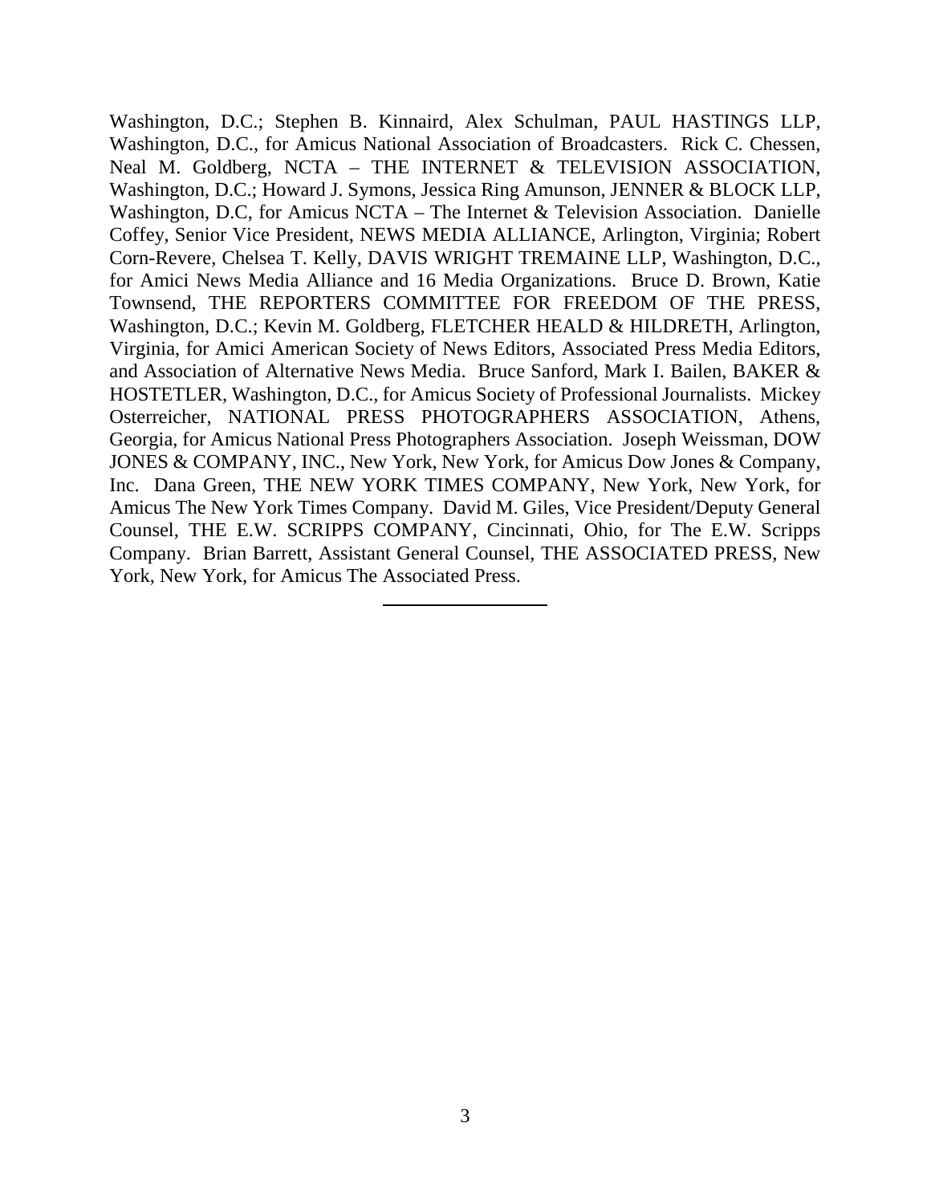Washington, D.C.; Stephen B. Kinnaird, Alex Schulman, PAUL HASTINGS LLP, Washington, D.C., for Amicus National Association of Broadcasters. Rick C. Chessen, Neal M. Goldberg, NCTA – THE INTERNET & TELEVISION ASSOCIATION, Washington, D.C.; Howard J. Symons, Jessica Ring Amunson, JENNER & BLOCK LLP, Washington, D.C, for Amicus NCTA – The Internet & Television Association. Danielle Coffey, Senior Vice President, NEWS MEDIA ALLIANCE, Arlington, Virginia; Robert Corn-Revere, Chelsea T. Kelly, DAVIS WRIGHT TREMAINE LLP, Washington, D.C., for Amici News Media Alliance and 16 Media Organizations. Bruce D. Brown, Katie Townsend, THE REPORTERS COMMITTEE FOR FREEDOM OF THE PRESS, Washington, D.C.; Kevin M. Goldberg, FLETCHER HEALD & HILDRETH, Arlington, Virginia, for Amici American Society of News Editors, Associated Press Media Editors, and Association of Alternative News Media. Bruce Sanford, Mark I. Bailen, BAKER & HOSTETLER, Washington, D.C., for Amicus Society of Professional Journalists. Mickey Osterreicher, NATIONAL PRESS PHOTOGRAPHERS ASSOCIATION, Athens, Georgia, for Amicus National Press Photographers Association. Joseph Weissman, DOW JONES & COMPANY, INC., New York, New York, for Amicus Dow Jones & Company, Inc. Dana Green, THE NEW YORK TIMES COMPANY, New York, New York, for Amicus The New York Times Company. David M. Giles, Vice President/Deputy General Counsel, THE E.W. SCRIPPS COMPANY, Cincinnati, Ohio, for The E.W. Scripps Company. Brian Barrett, Assistant General Counsel, THE ASSOCIATED PRESS, New York, New York, for Amicus The Associated Press.

---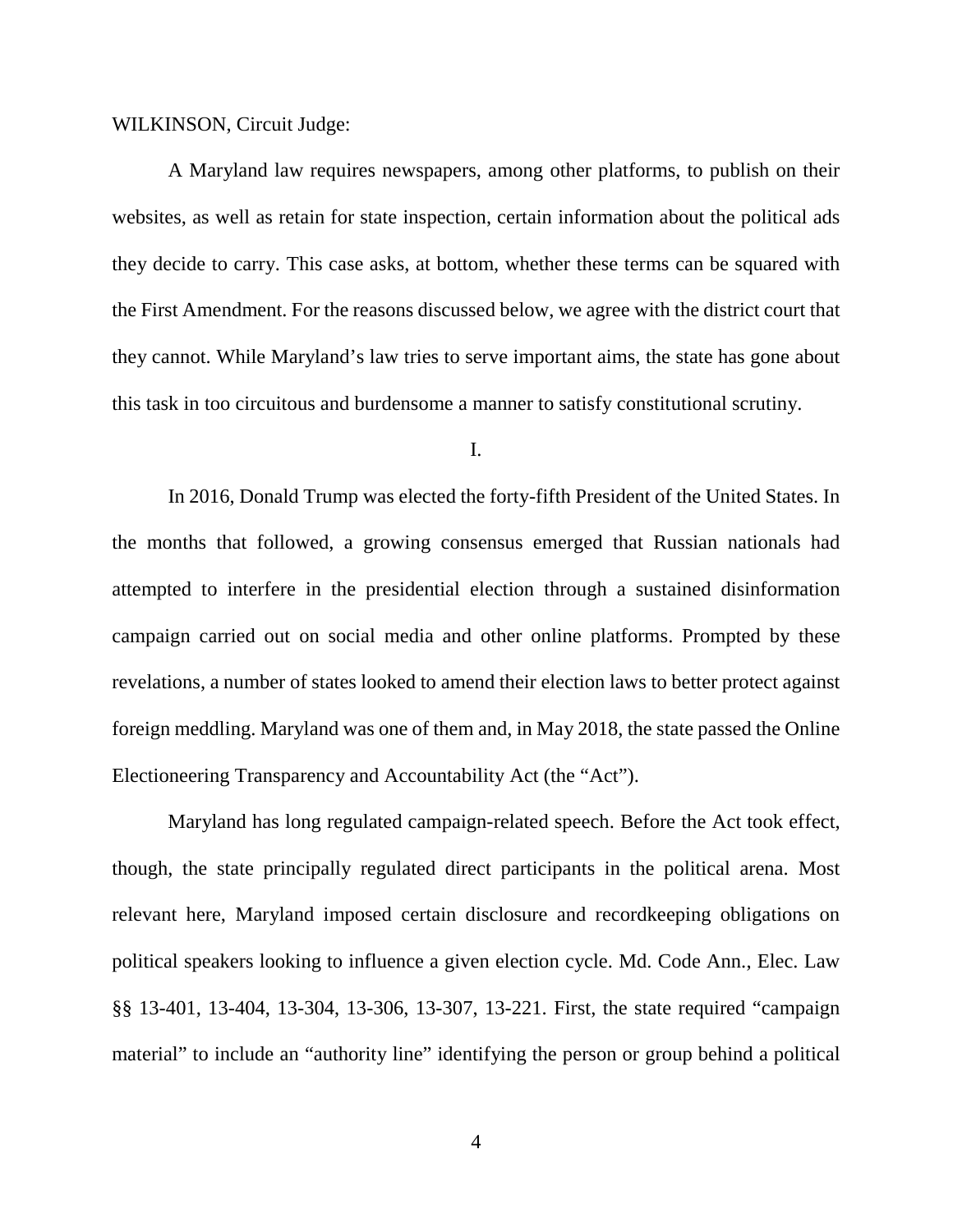WILKINSON, Circuit Judge:

A Maryland law requires newspapers, among other platforms, to publish on their websites, as well as retain for state inspection, certain information about the political ads they decide to carry. This case asks, at bottom, whether these terms can be squared with the First Amendment. For the reasons discussed below, we agree with the district court that they cannot. While Maryland's law tries to serve important aims, the state has gone about this task in too circuitous and burdensome a manner to satisfy constitutional scrutiny.

## I.

In 2016, Donald Trump was elected the forty-fifth President of the United States. In the months that followed, a growing consensus emerged that Russian nationals had attempted to interfere in the presidential election through a sustained disinformation campaign carried out on social media and other online platforms. Prompted by these revelations, a number of states looked to amend their election laws to better protect against foreign meddling. Maryland was one of them and, in May 2018, the state passed the Online Electioneering Transparency and Accountability Act (the "Act").

Maryland has long regulated campaign-related speech. Before the Act took effect, though, the state principally regulated direct participants in the political arena. Most relevant here, Maryland imposed certain disclosure and recordkeeping obligations on political speakers looking to influence a given election cycle. Md. Code Ann., Elec. Law §§ 13-401, 13-404, 13-304, 13-306, 13-307, 13-221. First, the state required "campaign material" to include an "authority line" identifying the person or group behind a political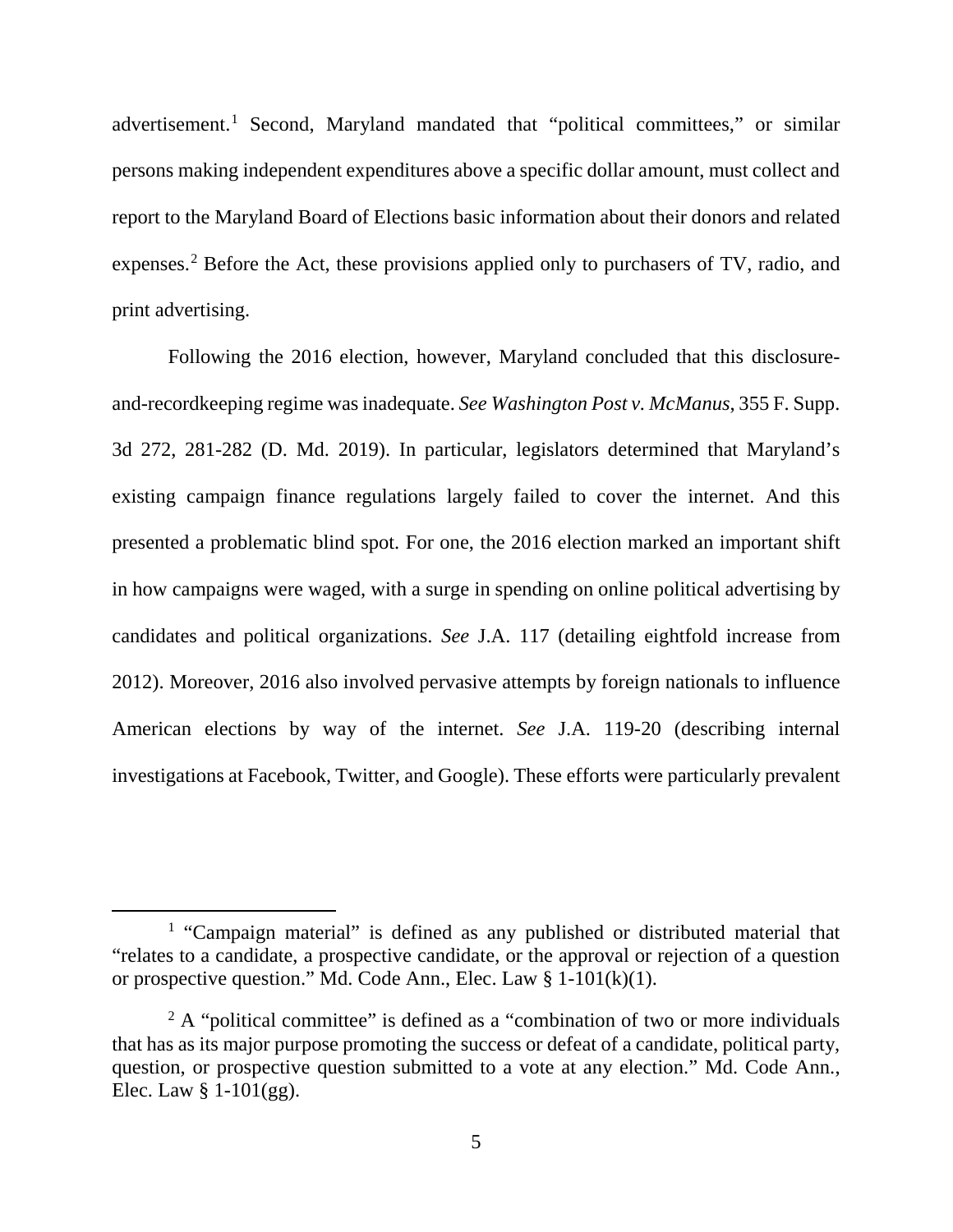advertisement.[1] Second, Maryland mandated that "political committees," or similar persons making independent expenditures above a specific dollar amount, must collect and report to the Maryland Board of Elections basic information about their donors and related expenses.[2] Before the Act, these provisions applied only to purchasers of TV, radio, and print advertising.

Following the 2016 election, however, Maryland concluded that this disclosure-and-recordkeeping regime was inadequate. *See Washington Post v. McManus*, 355 F. Supp. 3d 272, 281-282 (D. Md. 2019). In particular, legislators determined that Maryland's existing campaign finance regulations largely failed to cover the internet. And this presented a problematic blind spot. For one, the 2016 election marked an important shift in how campaigns were waged, with a surge in spending on online political advertising by candidates and political organizations. *See* J.A. 117 (detailing eightfold increase from 2012). Moreover, 2016 also involved pervasive attempts by foreign nationals to influence American elections by way of the internet. *See* J.A. 119-20 (describing internal investigations at Facebook, Twitter, and Google). These efforts were particularly prevalent

---

[1] "Campaign material" is defined as any published or distributed material that "relates to a candidate, a prospective candidate, or the approval or rejection of a question or prospective question." Md. Code Ann., Elec. Law § 1-101(k)(1).

[2] A "political committee" is defined as a "combination of two or more individuals that has as its major purpose promoting the success or defeat of a candidate, political party, question, or prospective question submitted to a vote at any election." Md. Code Ann., Elec. Law § 1-101(gg).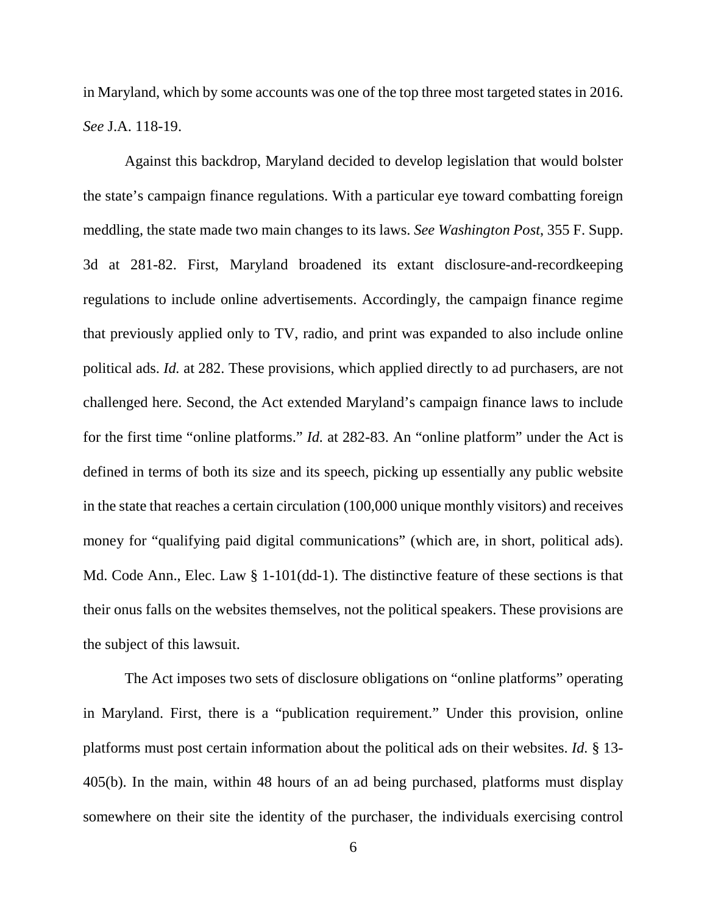in Maryland, which by some accounts was one of the top three most targeted states in 2016. *See* J.A. 118-19.

Against this backdrop, Maryland decided to develop legislation that would bolster the state's campaign finance regulations. With a particular eye toward combatting foreign meddling, the state made two main changes to its laws. *See Washington Post*, 355 F. Supp. 3d at 281-82. First, Maryland broadened its extant disclosure-and-recordkeeping regulations to include online advertisements. Accordingly, the campaign finance regime that previously applied only to TV, radio, and print was expanded to also include online political ads. *Id.* at 282. These provisions, which applied directly to ad purchasers, are not challenged here. Second, the Act extended Maryland's campaign finance laws to include for the first time "online platforms." *Id.* at 282-83. An "online platform" under the Act is defined in terms of both its size and its speech, picking up essentially any public website in the state that reaches a certain circulation (100,000 unique monthly visitors) and receives money for "qualifying paid digital communications" (which are, in short, political ads). Md. Code Ann., Elec. Law § 1-101(dd-1). The distinctive feature of these sections is that their onus falls on the websites themselves, not the political speakers. These provisions are the subject of this lawsuit.

The Act imposes two sets of disclosure obligations on "online platforms" operating in Maryland. First, there is a "publication requirement." Under this provision, online platforms must post certain information about the political ads on their websites. *Id.* § 13-405(b). In the main, within 48 hours of an ad being purchased, platforms must display somewhere on their site the identity of the purchaser, the individuals exercising control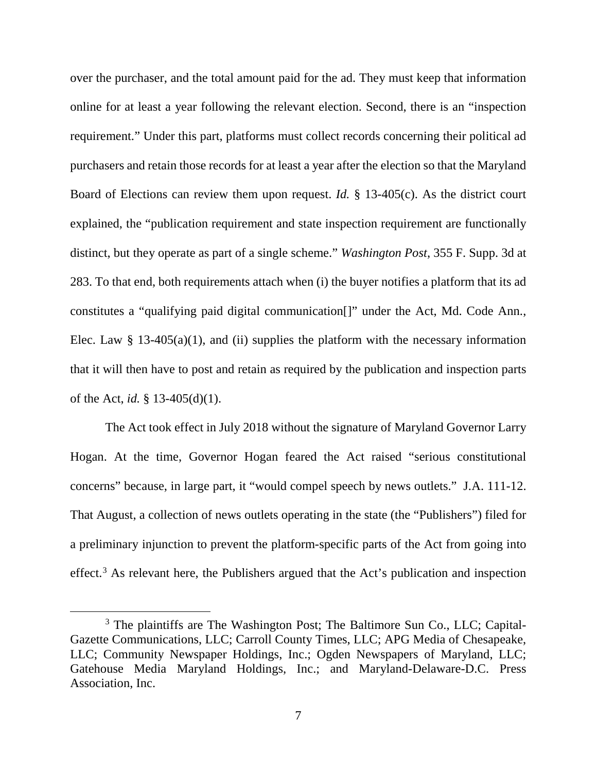over the purchaser, and the total amount paid for the ad. They must keep that information online for at least a year following the relevant election. Second, there is an "inspection requirement." Under this part, platforms must collect records concerning their political ad purchasers and retain those records for at least a year after the election so that the Maryland Board of Elections can review them upon request. *Id.* § 13-405(c). As the district court explained, the "publication requirement and state inspection requirement are functionally distinct, but they operate as part of a single scheme." *Washington Post*, 355 F. Supp. 3d at 283. To that end, both requirements attach when (i) the buyer notifies a platform that its ad constitutes a "qualifying paid digital communication[]" under the Act, Md. Code Ann., Elec. Law § 13-405(a)(1), and (ii) supplies the platform with the necessary information that it will then have to post and retain as required by the publication and inspection parts of the Act, *id.* § 13-405(d)(1).

The Act took effect in July 2018 without the signature of Maryland Governor Larry Hogan. At the time, Governor Hogan feared the Act raised "serious constitutional concerns" because, in large part, it "would compel speech by news outlets." J.A. 111-12. That August, a collection of news outlets operating in the state (the "Publishers") filed for a preliminary injunction to prevent the platform-specific parts of the Act from going into effect.[3] As relevant here, the Publishers argued that the Act's publication and inspection

[3] The plaintiffs are The Washington Post; The Baltimore Sun Co., LLC; Capital-Gazette Communications, LLC; Carroll County Times, LLC; APG Media of Chesapeake, LLC; Community Newspaper Holdings, Inc.; Ogden Newspapers of Maryland, LLC; Gatehouse Media Maryland Holdings, Inc.; and Maryland-Delaware-D.C. Press Association, Inc.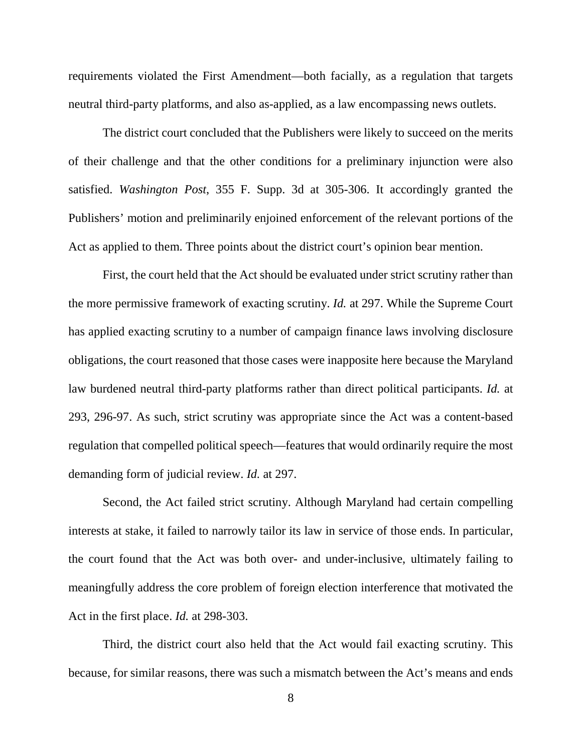requirements violated the First Amendment—both facially, as a regulation that targets neutral third-party platforms, and also as-applied, as a law encompassing news outlets.

The district court concluded that the Publishers were likely to succeed on the merits of their challenge and that the other conditions for a preliminary injunction were also satisfied. *Washington Post*, 355 F. Supp. 3d at 305-306. It accordingly granted the Publishers' motion and preliminarily enjoined enforcement of the relevant portions of the Act as applied to them. Three points about the district court's opinion bear mention.

First, the court held that the Act should be evaluated under strict scrutiny rather than the more permissive framework of exacting scrutiny. *Id.* at 297. While the Supreme Court has applied exacting scrutiny to a number of campaign finance laws involving disclosure obligations, the court reasoned that those cases were inapposite here because the Maryland law burdened neutral third-party platforms rather than direct political participants. *Id.* at 293, 296-97. As such, strict scrutiny was appropriate since the Act was a content-based regulation that compelled political speech—features that would ordinarily require the most demanding form of judicial review. *Id.* at 297.

Second, the Act failed strict scrutiny. Although Maryland had certain compelling interests at stake, it failed to narrowly tailor its law in service of those ends. In particular, the court found that the Act was both over- and under-inclusive, ultimately failing to meaningfully address the core problem of foreign election interference that motivated the Act in the first place. *Id.* at 298-303.

Third, the district court also held that the Act would fail exacting scrutiny. This because, for similar reasons, there was such a mismatch between the Act's means and ends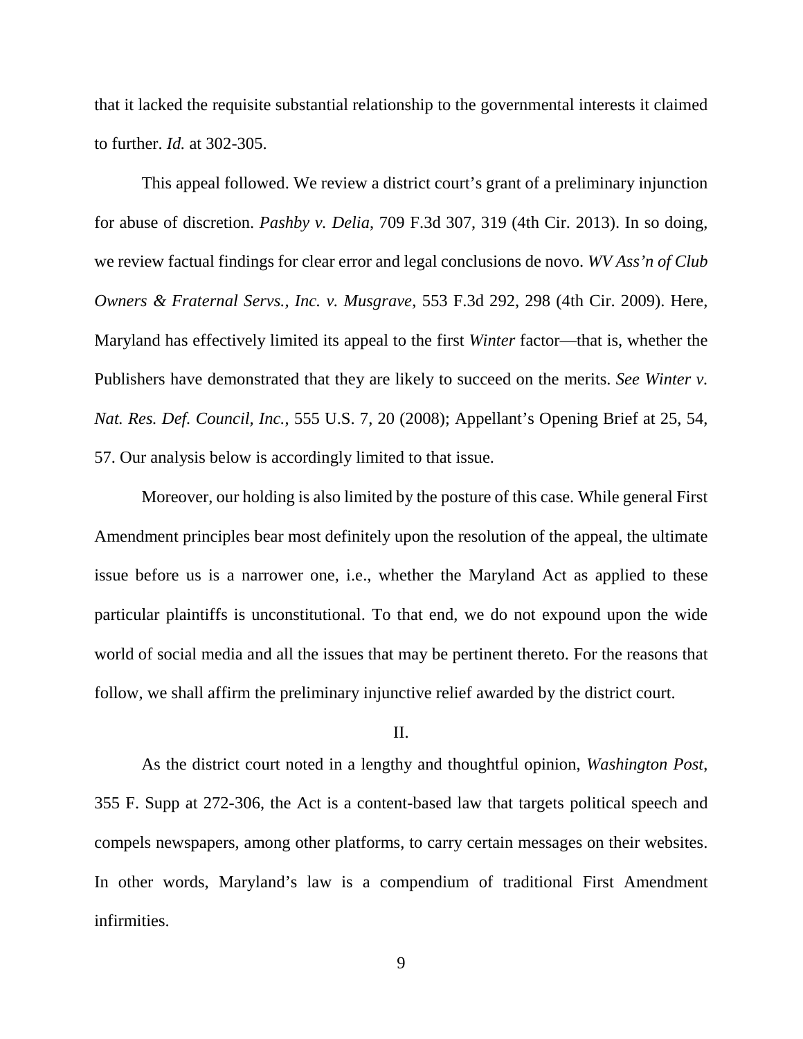that it lacked the requisite substantial relationship to the governmental interests it claimed to further. *Id.* at 302-305.

This appeal followed. We review a district court's grant of a preliminary injunction for abuse of discretion. *Pashby v. Delia*, 709 F.3d 307, 319 (4th Cir. 2013). In so doing, we review factual findings for clear error and legal conclusions de novo. *WV Ass'n of Club Owners & Fraternal Servs., Inc. v. Musgrave*, 553 F.3d 292, 298 (4th Cir. 2009). Here, Maryland has effectively limited its appeal to the first *Winter* factor—that is, whether the Publishers have demonstrated that they are likely to succeed on the merits. *See Winter v. Nat. Res. Def. Council, Inc.*, 555 U.S. 7, 20 (2008); Appellant's Opening Brief at 25, 54, 57. Our analysis below is accordingly limited to that issue.

Moreover, our holding is also limited by the posture of this case. While general First Amendment principles bear most definitely upon the resolution of the appeal, the ultimate issue before us is a narrower one, i.e., whether the Maryland Act as applied to these particular plaintiffs is unconstitutional. To that end, we do not expound upon the wide world of social media and all the issues that may be pertinent thereto. For the reasons that follow, we shall affirm the preliminary injunctive relief awarded by the district court.

## II.

As the district court noted in a lengthy and thoughtful opinion, *Washington Post*, 355 F. Supp at 272-306, the Act is a content-based law that targets political speech and compels newspapers, among other platforms, to carry certain messages on their websites. In other words, Maryland's law is a compendium of traditional First Amendment infirmities.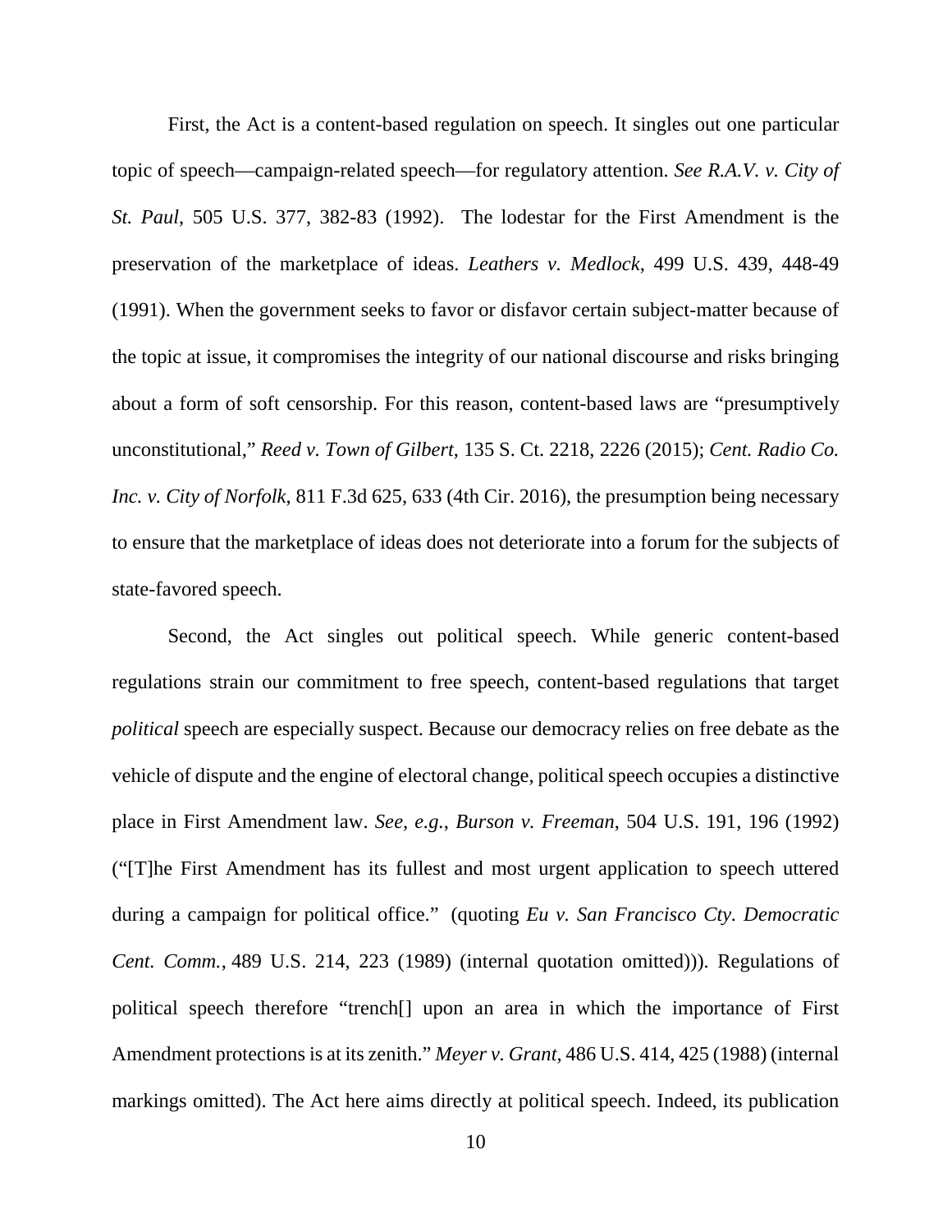First, the Act is a content-based regulation on speech. It singles out one particular topic of speech—campaign-related speech—for regulatory attention. *See R.A.V. v. City of St. Paul*, 505 U.S. 377, 382-83 (1992). The lodestar for the First Amendment is the preservation of the marketplace of ideas. *Leathers v. Medlock*, 499 U.S. 439, 448-49 (1991). When the government seeks to favor or disfavor certain subject-matter because of the topic at issue, it compromises the integrity of our national discourse and risks bringing about a form of soft censorship. For this reason, content-based laws are "presumptively unconstitutional," *Reed v. Town of Gilbert*, 135 S. Ct. 2218, 2226 (2015); *Cent. Radio Co. Inc. v. City of Norfolk*, 811 F.3d 625, 633 (4th Cir. 2016), the presumption being necessary to ensure that the marketplace of ideas does not deteriorate into a forum for the subjects of state-favored speech.

Second, the Act singles out political speech. While generic content-based regulations strain our commitment to free speech, content-based regulations that target *political* speech are especially suspect. Because our democracy relies on free debate as the vehicle of dispute and the engine of electoral change, political speech occupies a distinctive place in First Amendment law. *See, e.g.*, *Burson v. Freeman*, 504 U.S. 191, 196 (1992) ("[T]he First Amendment has its fullest and most urgent application to speech uttered during a campaign for political office." (quoting *Eu v. San Francisco Cty. Democratic Cent. Comm.*, 489 U.S. 214, 223 (1989) (internal quotation omitted))). Regulations of political speech therefore "trench[] upon an area in which the importance of First Amendment protections is at its zenith." *Meyer v. Grant*, 486 U.S. 414, 425 (1988) (internal markings omitted). The Act here aims directly at political speech. Indeed, its publication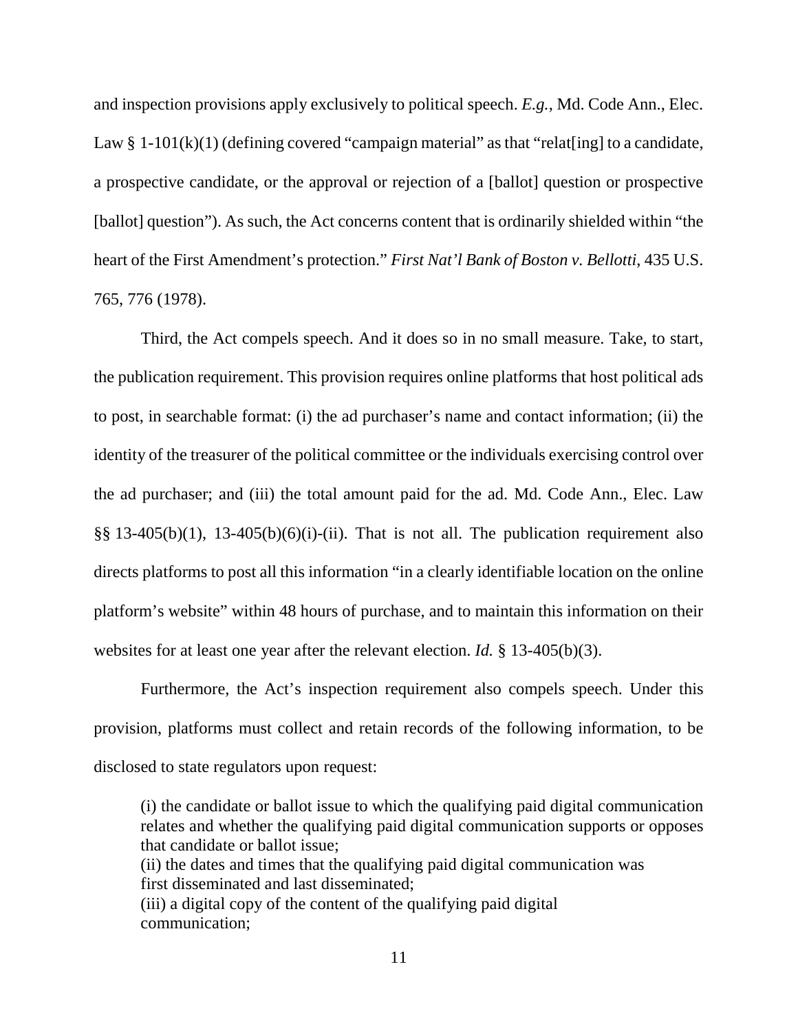and inspection provisions apply exclusively to political speech. *E.g.*, Md. Code Ann., Elec. Law § 1-101(k)(1) (defining covered "campaign material" as that "relat[ing] to a candidate, a prospective candidate, or the approval or rejection of a [ballot] question or prospective [ballot] question"). As such, the Act concerns content that is ordinarily shielded within "the heart of the First Amendment's protection." *First Nat'l Bank of Boston v. Bellotti*, 435 U.S. 765, 776 (1978).

Third, the Act compels speech. And it does so in no small measure. Take, to start, the publication requirement. This provision requires online platforms that host political ads to post, in searchable format: (i) the ad purchaser's name and contact information; (ii) the identity of the treasurer of the political committee or the individuals exercising control over the ad purchaser; and (iii) the total amount paid for the ad. Md. Code Ann., Elec. Law §§ 13-405(b)(1), 13-405(b)(6)(i)-(ii). That is not all. The publication requirement also directs platforms to post all this information "in a clearly identifiable location on the online platform's website" within 48 hours of purchase, and to maintain this information on their websites for at least one year after the relevant election. *Id.* § 13-405(b)(3).

Furthermore, the Act's inspection requirement also compels speech. Under this provision, platforms must collect and retain records of the following information, to be disclosed to state regulators upon request:

> (i) the candidate or ballot issue to which the qualifying paid digital communication relates and whether the qualifying paid digital communication supports or opposes that candidate or ballot issue;
> (ii) the dates and times that the qualifying paid digital communication was first disseminated and last disseminated;
> (iii) a digital copy of the content of the qualifying paid digital communication;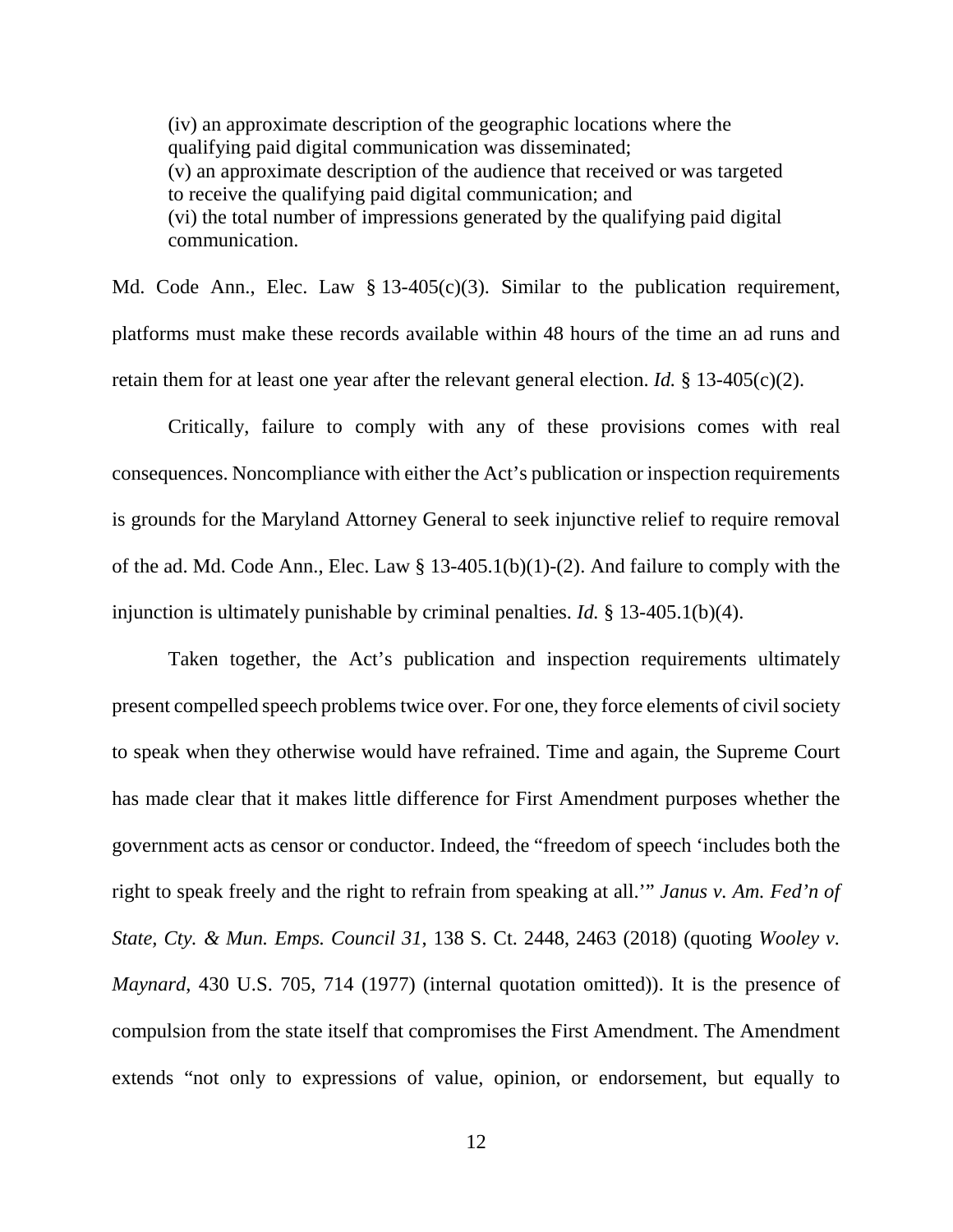> (iv) an approximate description of the geographic locations where the qualifying paid digital communication was disseminated;
> (v) an approximate description of the audience that received or was targeted to receive the qualifying paid digital communication; and
> (vi) the total number of impressions generated by the qualifying paid digital communication.

Md. Code Ann., Elec. Law § 13-405(c)(3). Similar to the publication requirement, platforms must make these records available within 48 hours of the time an ad runs and retain them for at least one year after the relevant general election. *Id.* § 13-405(c)(2).

Critically, failure to comply with any of these provisions comes with real consequences. Noncompliance with either the Act's publication or inspection requirements is grounds for the Maryland Attorney General to seek injunctive relief to require removal of the ad. Md. Code Ann., Elec. Law § 13-405.1(b)(1)-(2). And failure to comply with the injunction is ultimately punishable by criminal penalties. *Id.* § 13-405.1(b)(4).

Taken together, the Act's publication and inspection requirements ultimately present compelled speech problems twice over. For one, they force elements of civil society to speak when they otherwise would have refrained. Time and again, the Supreme Court has made clear that it makes little difference for First Amendment purposes whether the government acts as censor or conductor. Indeed, the "freedom of speech 'includes both the right to speak freely and the right to refrain from speaking at all.'" *Janus v. Am. Fed'n of State, Cty. & Mun. Emps. Council 31*, 138 S. Ct. 2448, 2463 (2018) (quoting *Wooley v. Maynard*, 430 U.S. 705, 714 (1977) (internal quotation omitted)). It is the presence of compulsion from the state itself that compromises the First Amendment. The Amendment extends "not only to expressions of value, opinion, or endorsement, but equally to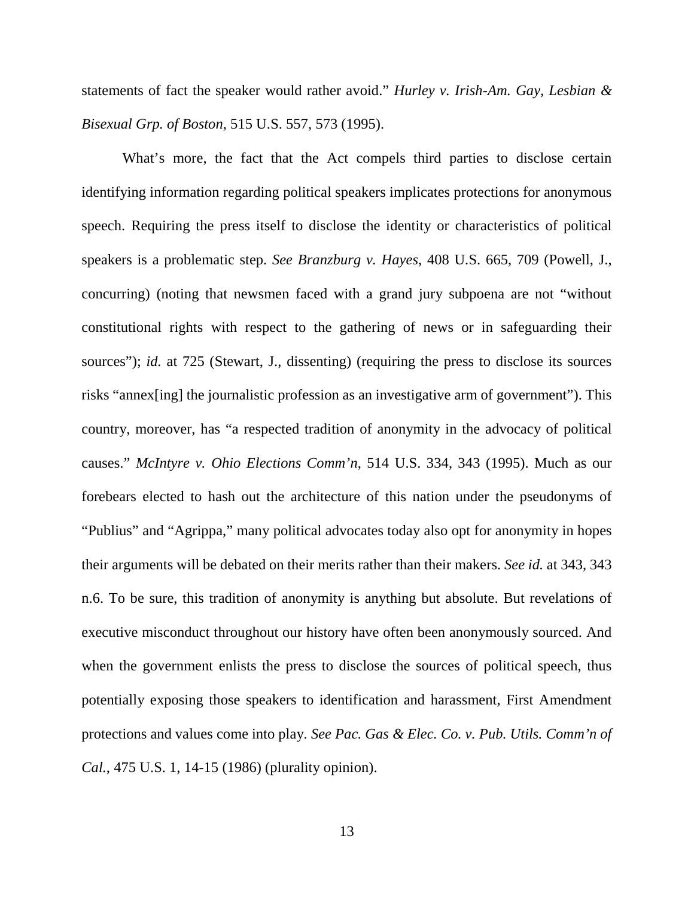statements of fact the speaker would rather avoid." *Hurley v. Irish-Am. Gay, Lesbian & Bisexual Grp. of Boston*, 515 U.S. 557, 573 (1995).

What's more, the fact that the Act compels third parties to disclose certain identifying information regarding political speakers implicates protections for anonymous speech. Requiring the press itself to disclose the identity or characteristics of political speakers is a problematic step. *See Branzburg v. Hayes*, 408 U.S. 665, 709 (Powell, J., concurring) (noting that newsmen faced with a grand jury subpoena are not "without constitutional rights with respect to the gathering of news or in safeguarding their sources"); *id.* at 725 (Stewart, J., dissenting) (requiring the press to disclose its sources risks "annex[ing] the journalistic profession as an investigative arm of government"). This country, moreover, has "a respected tradition of anonymity in the advocacy of political causes." *McIntyre v. Ohio Elections Comm'n*, 514 U.S. 334, 343 (1995). Much as our forebears elected to hash out the architecture of this nation under the pseudonyms of "Publius" and "Agrippa," many political advocates today also opt for anonymity in hopes their arguments will be debated on their merits rather than their makers. *See id.* at 343, 343 n.6. To be sure, this tradition of anonymity is anything but absolute. But revelations of executive misconduct throughout our history have often been anonymously sourced. And when the government enlists the press to disclose the sources of political speech, thus potentially exposing those speakers to identification and harassment, First Amendment protections and values come into play. *See Pac. Gas & Elec. Co. v. Pub. Utils. Comm'n of Cal.*, 475 U.S. 1, 14-15 (1986) (plurality opinion).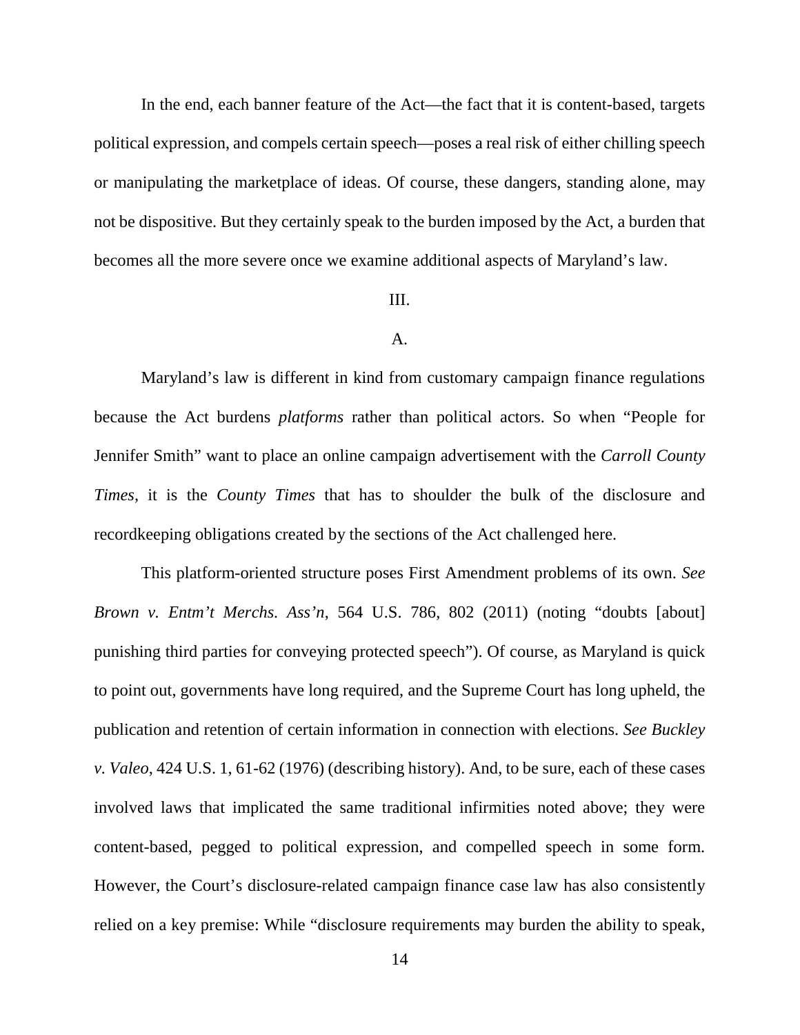In the end, each banner feature of the Act—the fact that it is content-based, targets political expression, and compels certain speech—poses a real risk of either chilling speech or manipulating the marketplace of ideas. Of course, these dangers, standing alone, may not be dispositive. But they certainly speak to the burden imposed by the Act, a burden that becomes all the more severe once we examine additional aspects of Maryland's law.

## III.

### A.

Maryland's law is different in kind from customary campaign finance regulations because the Act burdens *platforms* rather than political actors. So when "People for Jennifer Smith" want to place an online campaign advertisement with the *Carroll County Times*, it is the *County Times* that has to shoulder the bulk of the disclosure and recordkeeping obligations created by the sections of the Act challenged here.

This platform-oriented structure poses First Amendment problems of its own. *See Brown v. Entm't Merchs. Ass'n*, 564 U.S. 786, 802 (2011) (noting "doubts [about] punishing third parties for conveying protected speech"). Of course, as Maryland is quick to point out, governments have long required, and the Supreme Court has long upheld, the publication and retention of certain information in connection with elections. *See Buckley v. Valeo*, 424 U.S. 1, 61-62 (1976) (describing history). And, to be sure, each of these cases involved laws that implicated the same traditional infirmities noted above; they were content-based, pegged to political expression, and compelled speech in some form. However, the Court's disclosure-related campaign finance case law has also consistently relied on a key premise: While "disclosure requirements may burden the ability to speak,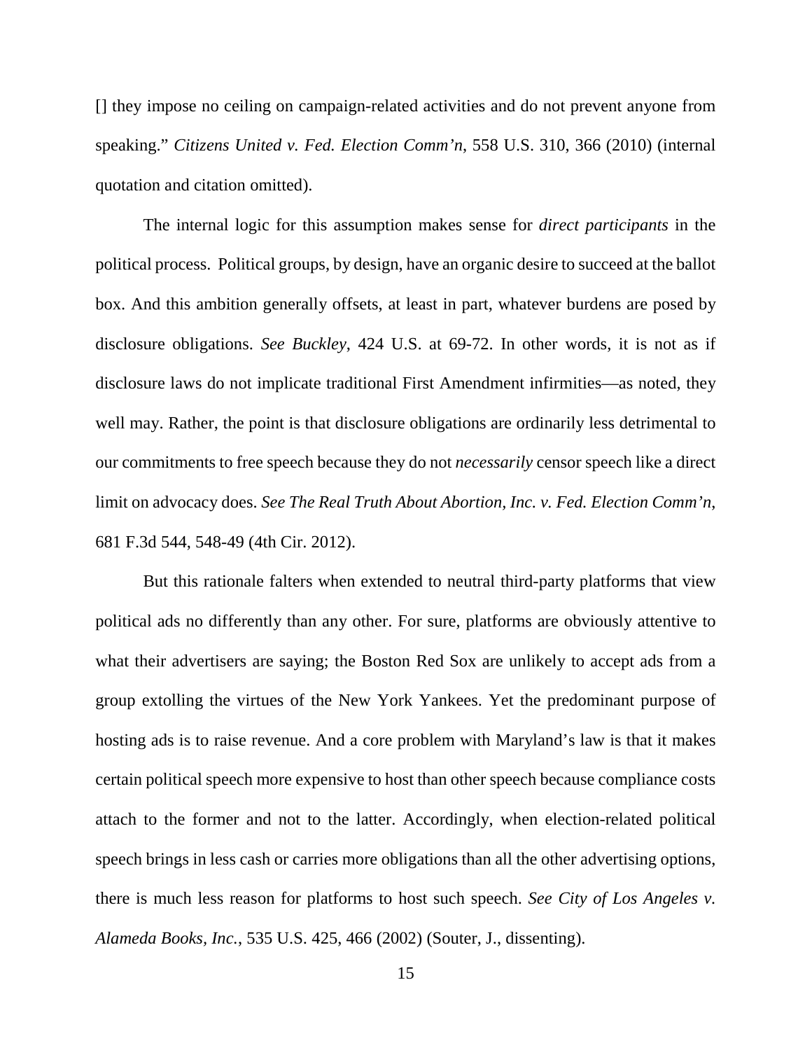[] they impose no ceiling on campaign-related activities and do not prevent anyone from speaking." *Citizens United v. Fed. Election Comm'n*, 558 U.S. 310, 366 (2010) (internal quotation and citation omitted).

The internal logic for this assumption makes sense for *direct participants* in the political process. Political groups, by design, have an organic desire to succeed at the ballot box. And this ambition generally offsets, at least in part, whatever burdens are posed by disclosure obligations. *See Buckley*, 424 U.S. at 69-72. In other words, it is not as if disclosure laws do not implicate traditional First Amendment infirmities—as noted, they well may. Rather, the point is that disclosure obligations are ordinarily less detrimental to our commitments to free speech because they do not *necessarily* censor speech like a direct limit on advocacy does. *See The Real Truth About Abortion, Inc. v. Fed. Election Comm'n*, 681 F.3d 544, 548-49 (4th Cir. 2012).

But this rationale falters when extended to neutral third-party platforms that view political ads no differently than any other. For sure, platforms are obviously attentive to what their advertisers are saying; the Boston Red Sox are unlikely to accept ads from a group extolling the virtues of the New York Yankees. Yet the predominant purpose of hosting ads is to raise revenue. And a core problem with Maryland's law is that it makes certain political speech more expensive to host than other speech because compliance costs attach to the former and not to the latter. Accordingly, when election-related political speech brings in less cash or carries more obligations than all the other advertising options, there is much less reason for platforms to host such speech. *See City of Los Angeles v. Alameda Books, Inc.*, 535 U.S. 425, 466 (2002) (Souter, J., dissenting).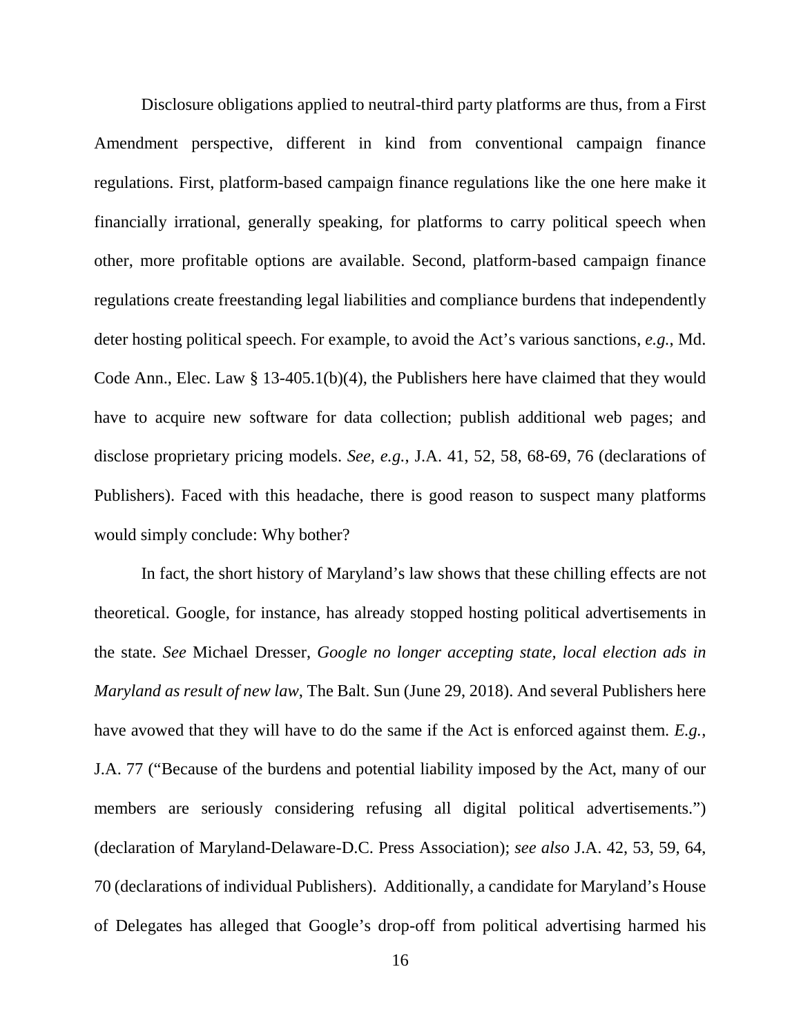Disclosure obligations applied to neutral-third party platforms are thus, from a First Amendment perspective, different in kind from conventional campaign finance regulations. First, platform-based campaign finance regulations like the one here make it financially irrational, generally speaking, for platforms to carry political speech when other, more profitable options are available. Second, platform-based campaign finance regulations create freestanding legal liabilities and compliance burdens that independently deter hosting political speech. For example, to avoid the Act's various sanctions, *e.g.*, Md. Code Ann., Elec. Law § 13-405.1(b)(4), the Publishers here have claimed that they would have to acquire new software for data collection; publish additional web pages; and disclose proprietary pricing models. *See, e.g.*, J.A. 41, 52, 58, 68-69, 76 (declarations of Publishers). Faced with this headache, there is good reason to suspect many platforms would simply conclude: Why bother?

In fact, the short history of Maryland's law shows that these chilling effects are not theoretical. Google, for instance, has already stopped hosting political advertisements in the state. *See* Michael Dresser, *Google no longer accepting state, local election ads in Maryland as result of new law*, The Balt. Sun (June 29, 2018). And several Publishers here have avowed that they will have to do the same if the Act is enforced against them. *E.g.*, J.A. 77 ("Because of the burdens and potential liability imposed by the Act, many of our members are seriously considering refusing all digital political advertisements.") (declaration of Maryland-Delaware-D.C. Press Association); *see also* J.A. 42, 53, 59, 64, 70 (declarations of individual Publishers). Additionally, a candidate for Maryland's House of Delegates has alleged that Google's drop-off from political advertising harmed his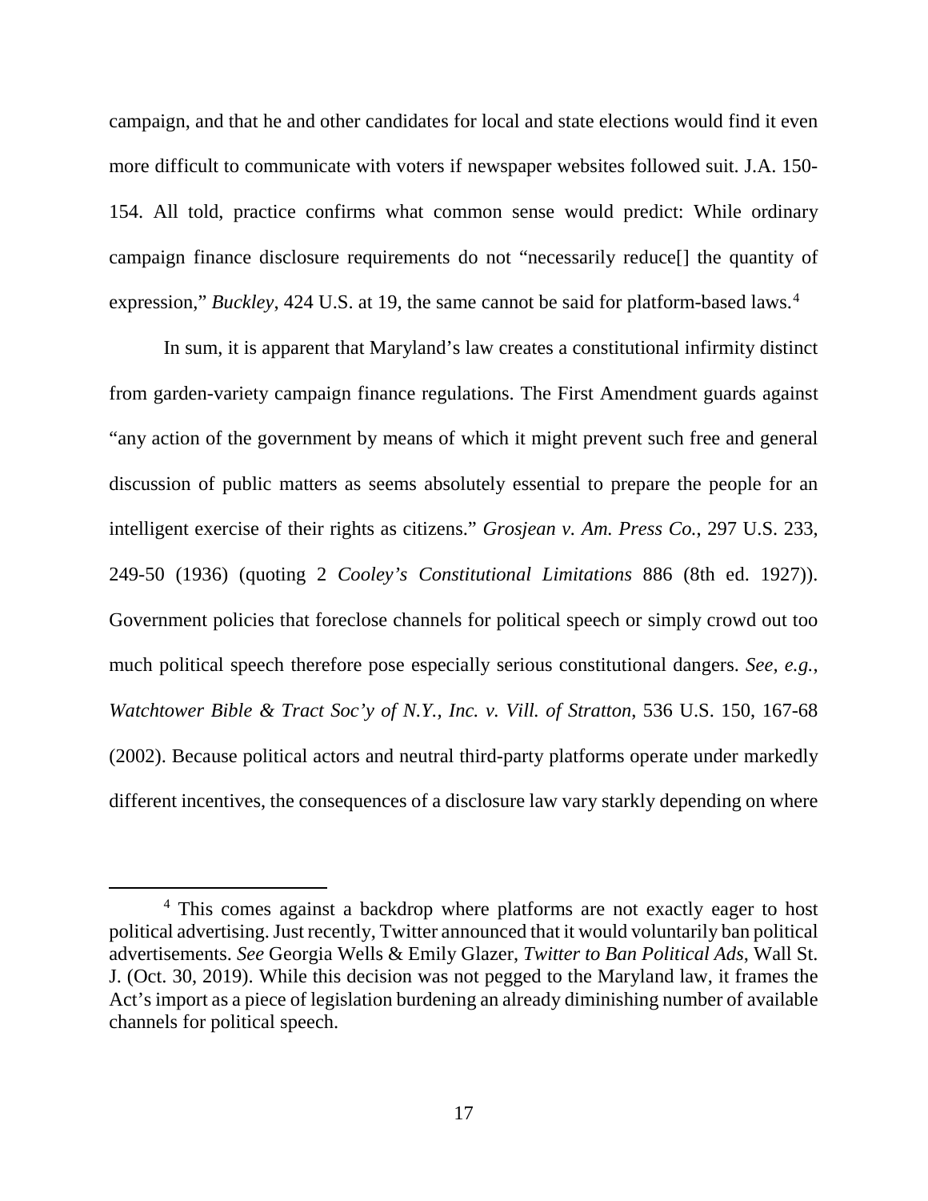campaign, and that he and other candidates for local and state elections would find it even more difficult to communicate with voters if newspaper websites followed suit. J.A. 150-154. All told, practice confirms what common sense would predict: While ordinary campaign finance disclosure requirements do not "necessarily reduce[] the quantity of expression," *Buckley*, 424 U.S. at 19, the same cannot be said for platform-based laws.[4]

In sum, it is apparent that Maryland's law creates a constitutional infirmity distinct from garden-variety campaign finance regulations. The First Amendment guards against "any action of the government by means of which it might prevent such free and general discussion of public matters as seems absolutely essential to prepare the people for an intelligent exercise of their rights as citizens." *Grosjean v. Am. Press Co.*, 297 U.S. 233, 249-50 (1936) (quoting 2 *Cooley's Constitutional Limitations* 886 (8th ed. 1927)). Government policies that foreclose channels for political speech or simply crowd out too much political speech therefore pose especially serious constitutional dangers. *See, e.g.*, *Watchtower Bible & Tract Soc'y of N.Y., Inc. v. Vill. of Stratton*, 536 U.S. 150, 167-68 (2002). Because political actors and neutral third-party platforms operate under markedly different incentives, the consequences of a disclosure law vary starkly depending on where

---

[4] This comes against a backdrop where platforms are not exactly eager to host political advertising. Just recently, Twitter announced that it would voluntarily ban political advertisements. *See* Georgia Wells & Emily Glazer, *Twitter to Ban Political Ads*, Wall St. J. (Oct. 30, 2019). While this decision was not pegged to the Maryland law, it frames the Act's import as a piece of legislation burdening an already diminishing number of available channels for political speech.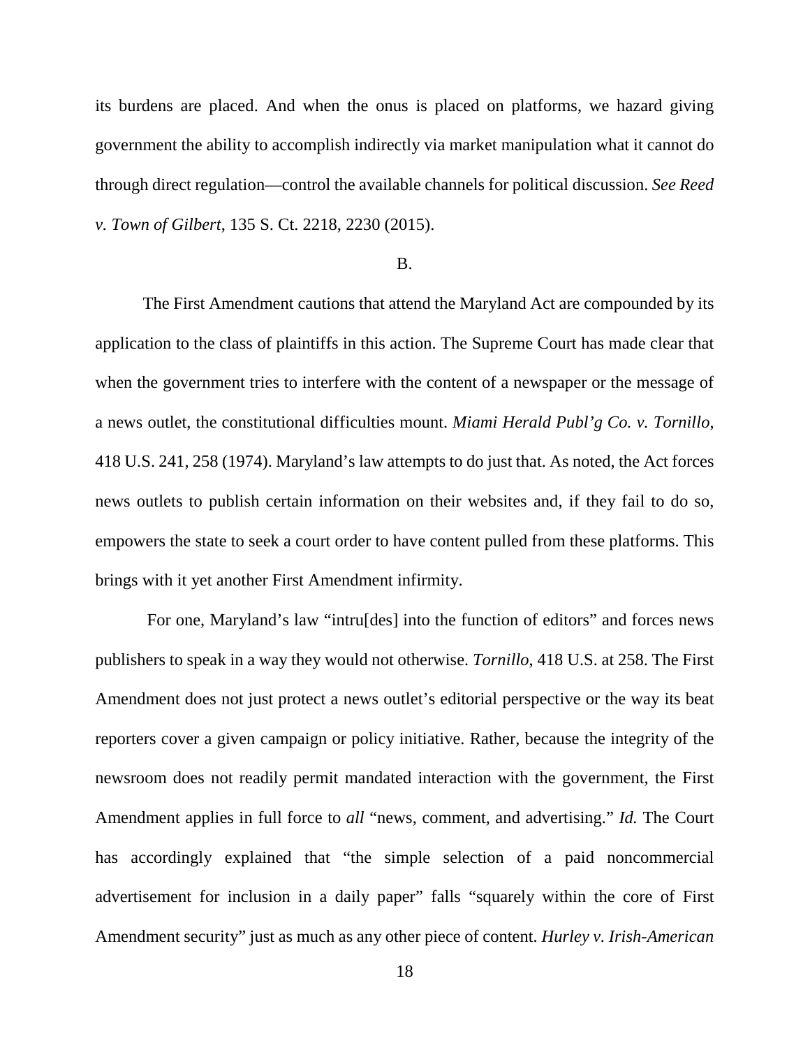its burdens are placed. And when the onus is placed on platforms, we hazard giving government the ability to accomplish indirectly via market manipulation what it cannot do through direct regulation—control the available channels for political discussion. *See Reed v. Town of Gilbert*, 135 S. Ct. 2218, 2230 (2015).

B.

The First Amendment cautions that attend the Maryland Act are compounded by its application to the class of plaintiffs in this action. The Supreme Court has made clear that when the government tries to interfere with the content of a newspaper or the message of a news outlet, the constitutional difficulties mount. *Miami Herald Publ'g Co. v. Tornillo*, 418 U.S. 241, 258 (1974). Maryland's law attempts to do just that. As noted, the Act forces news outlets to publish certain information on their websites and, if they fail to do so, empowers the state to seek a court order to have content pulled from these platforms. This brings with it yet another First Amendment infirmity.

For one, Maryland's law "intru[des] into the function of editors" and forces news publishers to speak in a way they would not otherwise. *Tornillo*, 418 U.S. at 258. The First Amendment does not just protect a news outlet's editorial perspective or the way its beat reporters cover a given campaign or policy initiative. Rather, because the integrity of the newsroom does not readily permit mandated interaction with the government, the First Amendment applies in full force to *all* "news, comment, and advertising." *Id.* The Court has accordingly explained that "the simple selection of a paid noncommercial advertisement for inclusion in a daily paper" falls "squarely within the core of First Amendment security" just as much as any other piece of content. *Hurley v. Irish-American*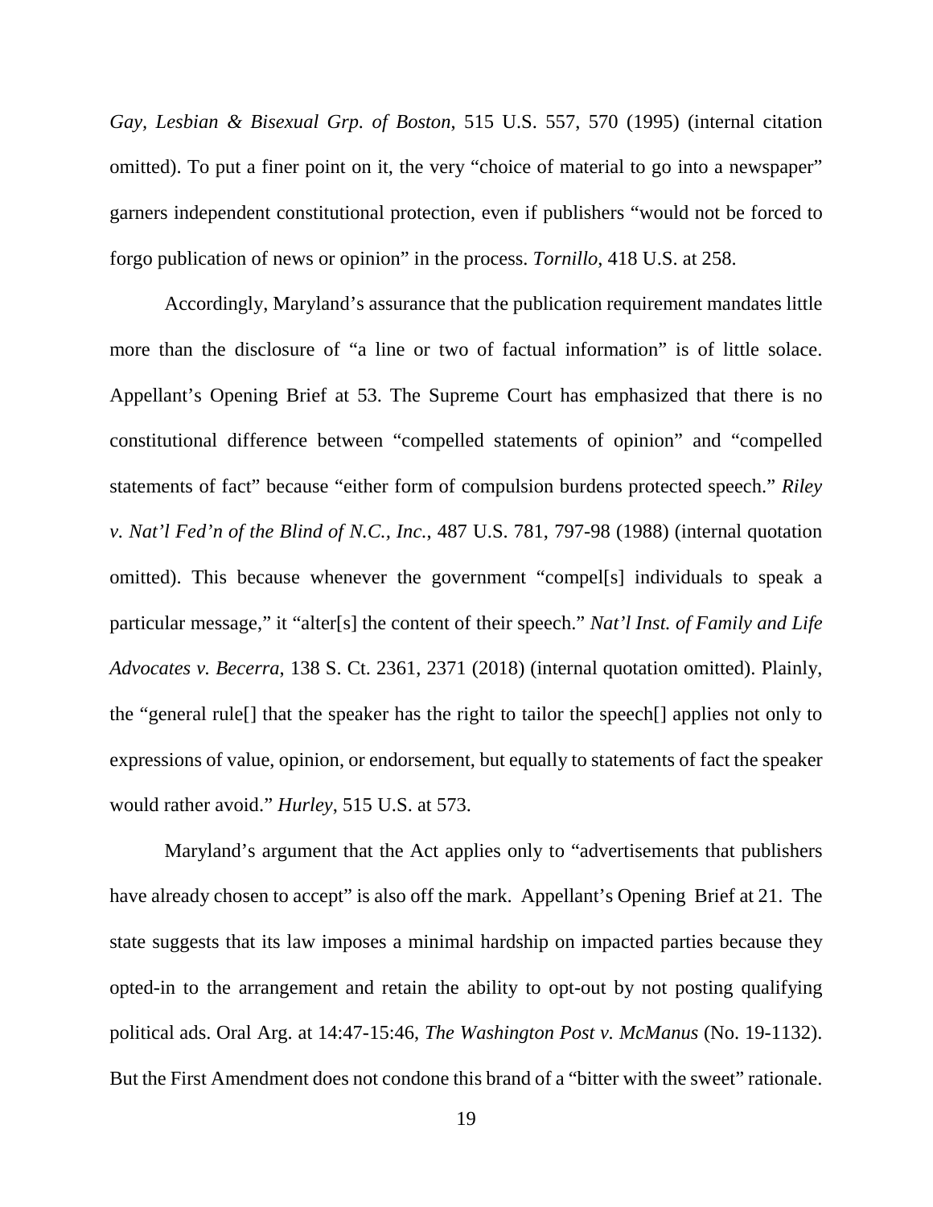*Gay, Lesbian & Bisexual Grp. of Boston*, 515 U.S. 557, 570 (1995) (internal citation omitted). To put a finer point on it, the very "choice of material to go into a newspaper" garners independent constitutional protection, even if publishers "would not be forced to forgo publication of news or opinion" in the process. *Tornillo*, 418 U.S. at 258.

Accordingly, Maryland's assurance that the publication requirement mandates little more than the disclosure of "a line or two of factual information" is of little solace. Appellant's Opening Brief at 53. The Supreme Court has emphasized that there is no constitutional difference between "compelled statements of opinion" and "compelled statements of fact" because "either form of compulsion burdens protected speech." *Riley v. Nat'l Fed'n of the Blind of N.C., Inc.*, 487 U.S. 781, 797-98 (1988) (internal quotation omitted). This because whenever the government "compel[s] individuals to speak a particular message," it "alter[s] the content of their speech." *Nat'l Inst. of Family and Life Advocates v. Becerra*, 138 S. Ct. 2361, 2371 (2018) (internal quotation omitted). Plainly, the "general rule[] that the speaker has the right to tailor the speech[] applies not only to expressions of value, opinion, or endorsement, but equally to statements of fact the speaker would rather avoid." *Hurley*, 515 U.S. at 573.

Maryland's argument that the Act applies only to "advertisements that publishers have already chosen to accept" is also off the mark. Appellant's Opening Brief at 21. The state suggests that its law imposes a minimal hardship on impacted parties because they opted-in to the arrangement and retain the ability to opt-out by not posting qualifying political ads. Oral Arg. at 14:47-15:46, *The Washington Post v. McManus* (No. 19-1132). But the First Amendment does not condone this brand of a "bitter with the sweet" rationale.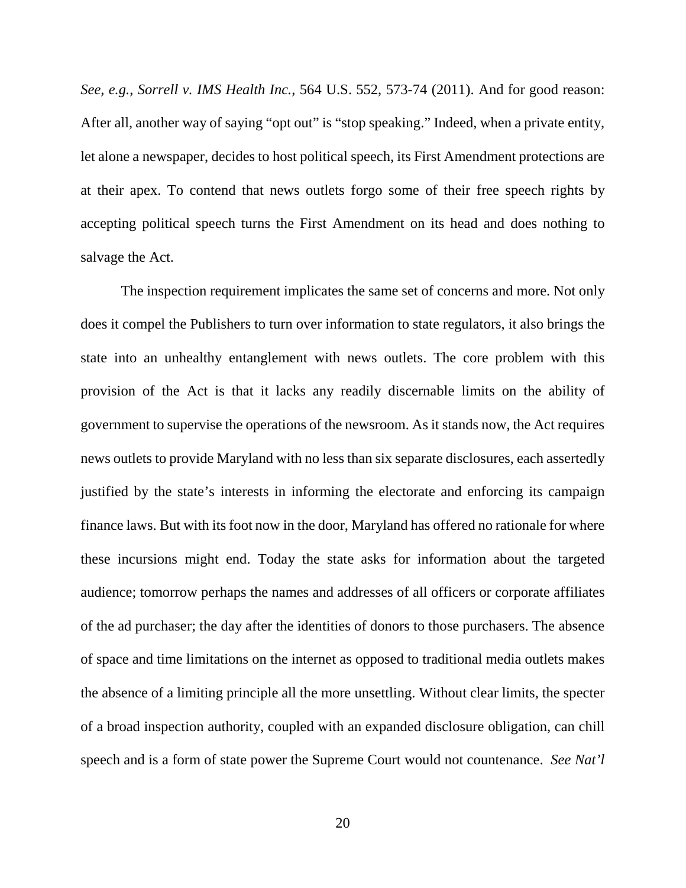*See, e.g.*, *Sorrell v. IMS Health Inc.*, 564 U.S. 552, 573-74 (2011). And for good reason: After all, another way of saying "opt out" is "stop speaking." Indeed, when a private entity, let alone a newspaper, decides to host political speech, its First Amendment protections are at their apex. To contend that news outlets forgo some of their free speech rights by accepting political speech turns the First Amendment on its head and does nothing to salvage the Act.

The inspection requirement implicates the same set of concerns and more. Not only does it compel the Publishers to turn over information to state regulators, it also brings the state into an unhealthy entanglement with news outlets. The core problem with this provision of the Act is that it lacks any readily discernable limits on the ability of government to supervise the operations of the newsroom. As it stands now, the Act requires news outlets to provide Maryland with no less than six separate disclosures, each assertedly justified by the state's interests in informing the electorate and enforcing its campaign finance laws. But with its foot now in the door, Maryland has offered no rationale for where these incursions might end. Today the state asks for information about the targeted audience; tomorrow perhaps the names and addresses of all officers or corporate affiliates of the ad purchaser; the day after the identities of donors to those purchasers. The absence of space and time limitations on the internet as opposed to traditional media outlets makes the absence of a limiting principle all the more unsettling. Without clear limits, the specter of a broad inspection authority, coupled with an expanded disclosure obligation, can chill speech and is a form of state power the Supreme Court would not countenance. *See Nat'l*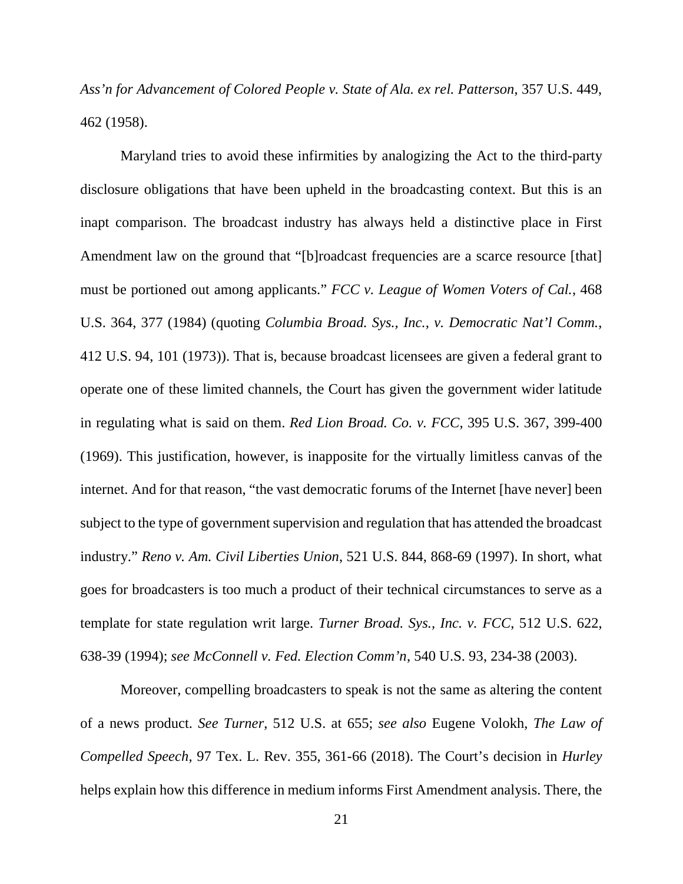*Ass'n for Advancement of Colored People v. State of Ala. ex rel. Patterson*, 357 U.S. 449, 462 (1958).

Maryland tries to avoid these infirmities by analogizing the Act to the third-party disclosure obligations that have been upheld in the broadcasting context. But this is an inapt comparison. The broadcast industry has always held a distinctive place in First Amendment law on the ground that "[b]roadcast frequencies are a scarce resource [that] must be portioned out among applicants." *FCC v. League of Women Voters of Cal.*, 468 U.S. 364, 377 (1984) (quoting *Columbia Broad. Sys., Inc., v. Democratic Nat'l Comm.*, 412 U.S. 94, 101 (1973)). That is, because broadcast licensees are given a federal grant to operate one of these limited channels, the Court has given the government wider latitude in regulating what is said on them. *Red Lion Broad. Co. v. FCC*, 395 U.S. 367, 399-400 (1969). This justification, however, is inapposite for the virtually limitless canvas of the internet. And for that reason, "the vast democratic forums of the Internet [have never] been subject to the type of government supervision and regulation that has attended the broadcast industry." *Reno v. Am. Civil Liberties Union*, 521 U.S. 844, 868-69 (1997). In short, what goes for broadcasters is too much a product of their technical circumstances to serve as a template for state regulation writ large. *Turner Broad. Sys., Inc. v. FCC*, 512 U.S. 622, 638-39 (1994); *see McConnell v. Fed. Election Comm'n*, 540 U.S. 93, 234-38 (2003).

Moreover, compelling broadcasters to speak is not the same as altering the content of a news product. *See Turner*, 512 U.S. at 655; *see also* Eugene Volokh, *The Law of Compelled Speech*, 97 Tex. L. Rev. 355, 361-66 (2018). The Court's decision in *Hurley* helps explain how this difference in medium informs First Amendment analysis. There, the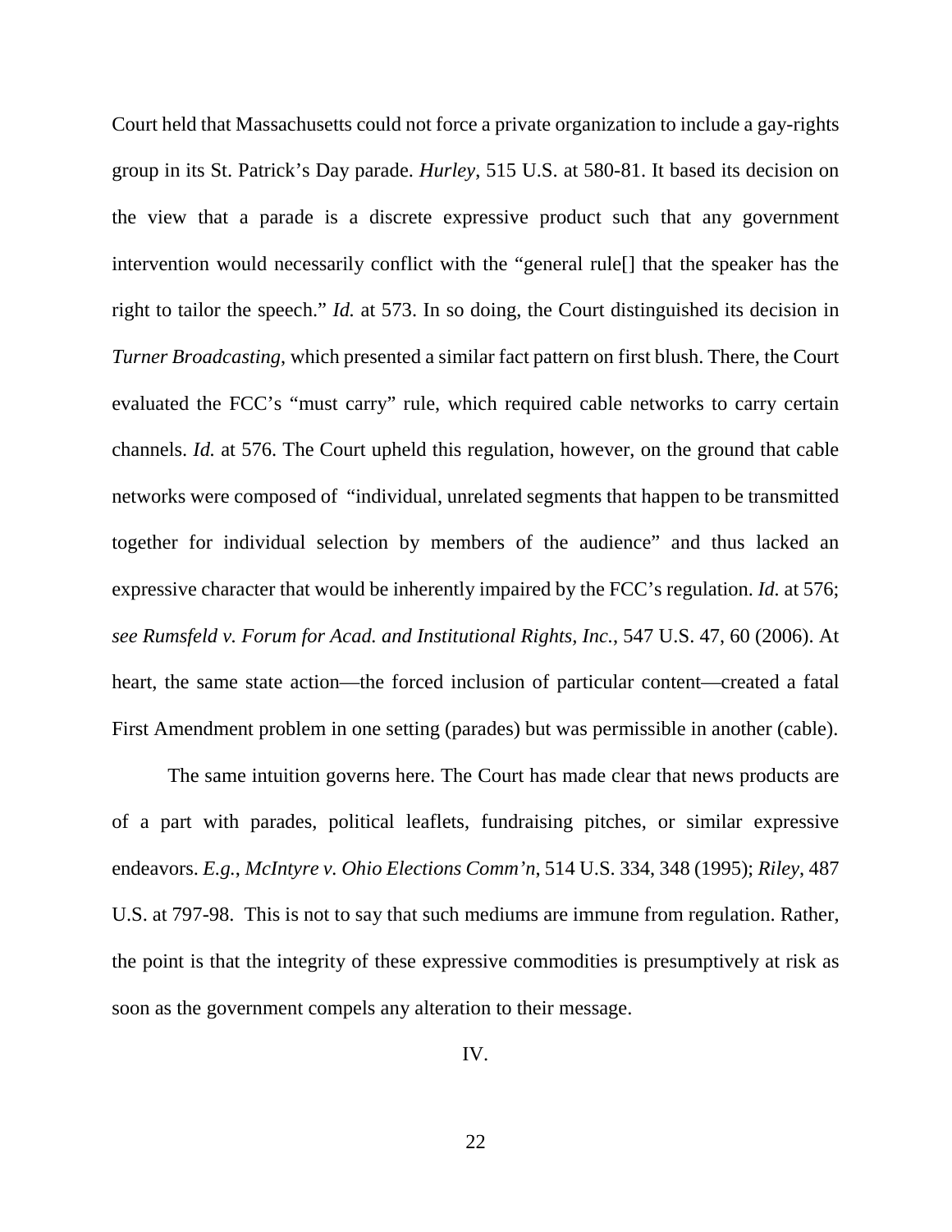Court held that Massachusetts could not force a private organization to include a gay-rights group in its St. Patrick's Day parade. *Hurley*, 515 U.S. at 580-81. It based its decision on the view that a parade is a discrete expressive product such that any government intervention would necessarily conflict with the "general rule[] that the speaker has the right to tailor the speech." *Id.* at 573. In so doing, the Court distinguished its decision in *Turner Broadcasting*, which presented a similar fact pattern on first blush. There, the Court evaluated the FCC's "must carry" rule, which required cable networks to carry certain channels. *Id.* at 576. The Court upheld this regulation, however, on the ground that cable networks were composed of "individual, unrelated segments that happen to be transmitted together for individual selection by members of the audience" and thus lacked an expressive character that would be inherently impaired by the FCC's regulation. *Id.* at 576; *see Rumsfeld v. Forum for Acad. and Institutional Rights, Inc.*, 547 U.S. 47, 60 (2006). At heart, the same state action—the forced inclusion of particular content—created a fatal First Amendment problem in one setting (parades) but was permissible in another (cable).

The same intuition governs here. The Court has made clear that news products are of a part with parades, political leaflets, fundraising pitches, or similar expressive endeavors. *E.g.*, *McIntyre v. Ohio Elections Comm'n*, 514 U.S. 334, 348 (1995); *Riley*, 487 U.S. at 797-98. This is not to say that such mediums are immune from regulation. Rather, the point is that the integrity of these expressive commodities is presumptively at risk as soon as the government compels any alteration to their message.

IV.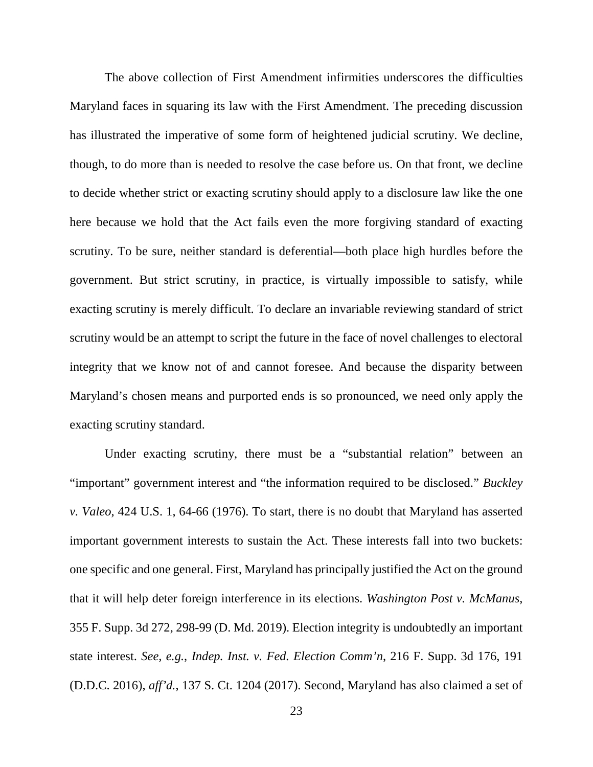The above collection of First Amendment infirmities underscores the difficulties Maryland faces in squaring its law with the First Amendment. The preceding discussion has illustrated the imperative of some form of heightened judicial scrutiny. We decline, though, to do more than is needed to resolve the case before us. On that front, we decline to decide whether strict or exacting scrutiny should apply to a disclosure law like the one here because we hold that the Act fails even the more forgiving standard of exacting scrutiny. To be sure, neither standard is deferential—both place high hurdles before the government. But strict scrutiny, in practice, is virtually impossible to satisfy, while exacting scrutiny is merely difficult. To declare an invariable reviewing standard of strict scrutiny would be an attempt to script the future in the face of novel challenges to electoral integrity that we know not of and cannot foresee. And because the disparity between Maryland's chosen means and purported ends is so pronounced, we need only apply the exacting scrutiny standard.

Under exacting scrutiny, there must be a "substantial relation" between an "important" government interest and "the information required to be disclosed." *Buckley v. Valeo*, 424 U.S. 1, 64-66 (1976). To start, there is no doubt that Maryland has asserted important government interests to sustain the Act. These interests fall into two buckets: one specific and one general. First, Maryland has principally justified the Act on the ground that it will help deter foreign interference in its elections. *Washington Post v. McManus*, 355 F. Supp. 3d 272, 298-99 (D. Md. 2019). Election integrity is undoubtedly an important state interest. *See, e.g.*, *Indep. Inst. v. Fed. Election Comm'n*, 216 F. Supp. 3d 176, 191 (D.D.C. 2016), *aff'd.*, 137 S. Ct. 1204 (2017). Second, Maryland has also claimed a set of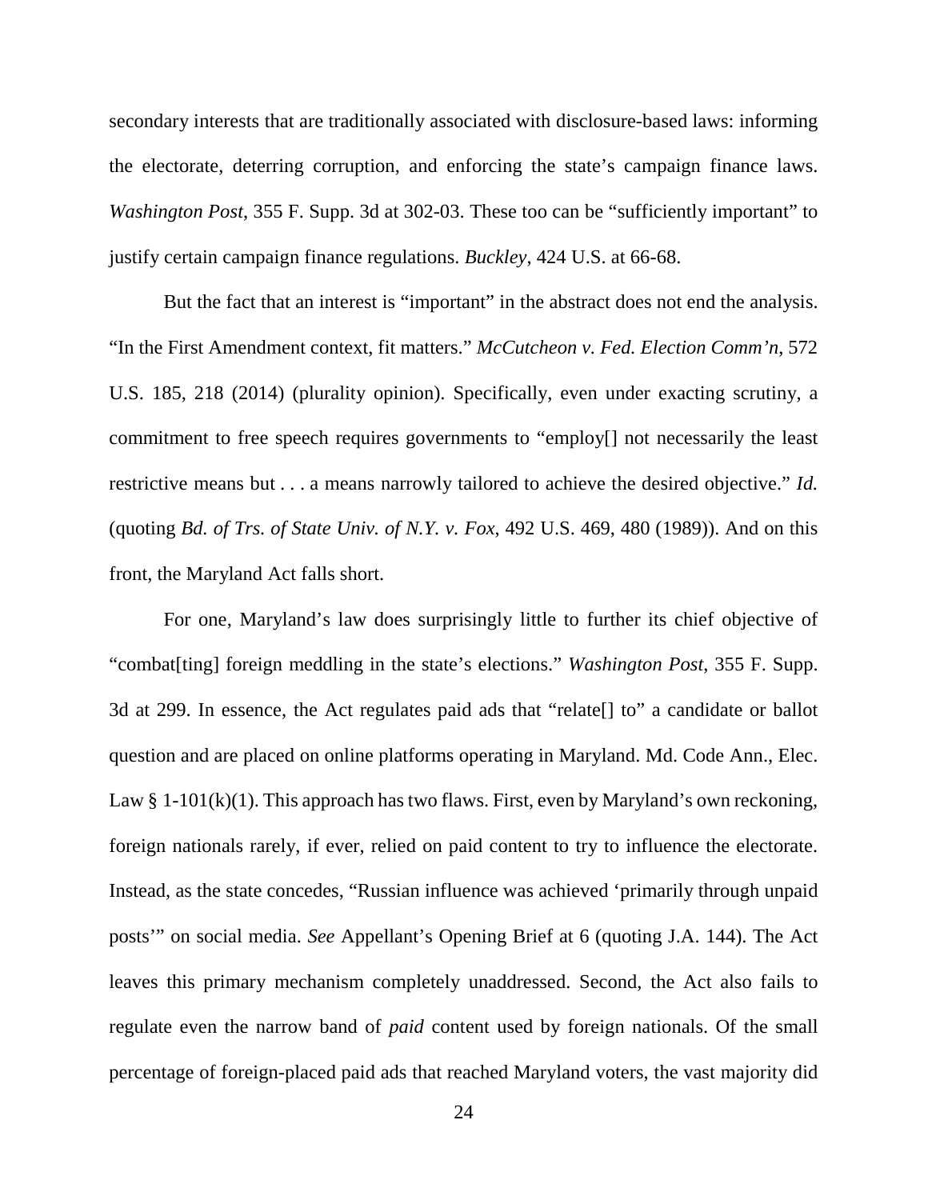secondary interests that are traditionally associated with disclosure-based laws: informing the electorate, deterring corruption, and enforcing the state's campaign finance laws. *Washington Post*, 355 F. Supp. 3d at 302-03. These too can be "sufficiently important" to justify certain campaign finance regulations. *Buckley*, 424 U.S. at 66-68.

But the fact that an interest is "important" in the abstract does not end the analysis. "In the First Amendment context, fit matters." *McCutcheon v. Fed. Election Comm'n*, 572 U.S. 185, 218 (2014) (plurality opinion). Specifically, even under exacting scrutiny, a commitment to free speech requires governments to "employ[] not necessarily the least restrictive means but . . . a means narrowly tailored to achieve the desired objective." *Id.* (quoting *Bd. of Trs. of State Univ. of N.Y. v. Fox*, 492 U.S. 469, 480 (1989)). And on this front, the Maryland Act falls short.

For one, Maryland's law does surprisingly little to further its chief objective of "combat[ting] foreign meddling in the state's elections." *Washington Post*, 355 F. Supp. 3d at 299. In essence, the Act regulates paid ads that "relate[] to" a candidate or ballot question and are placed on online platforms operating in Maryland. Md. Code Ann., Elec. Law § 1-101(k)(1). This approach has two flaws. First, even by Maryland's own reckoning, foreign nationals rarely, if ever, relied on paid content to try to influence the electorate. Instead, as the state concedes, "Russian influence was achieved 'primarily through unpaid posts'" on social media. *See* Appellant's Opening Brief at 6 (quoting J.A. 144). The Act leaves this primary mechanism completely unaddressed. Second, the Act also fails to regulate even the narrow band of *paid* content used by foreign nationals. Of the small percentage of foreign-placed paid ads that reached Maryland voters, the vast majority did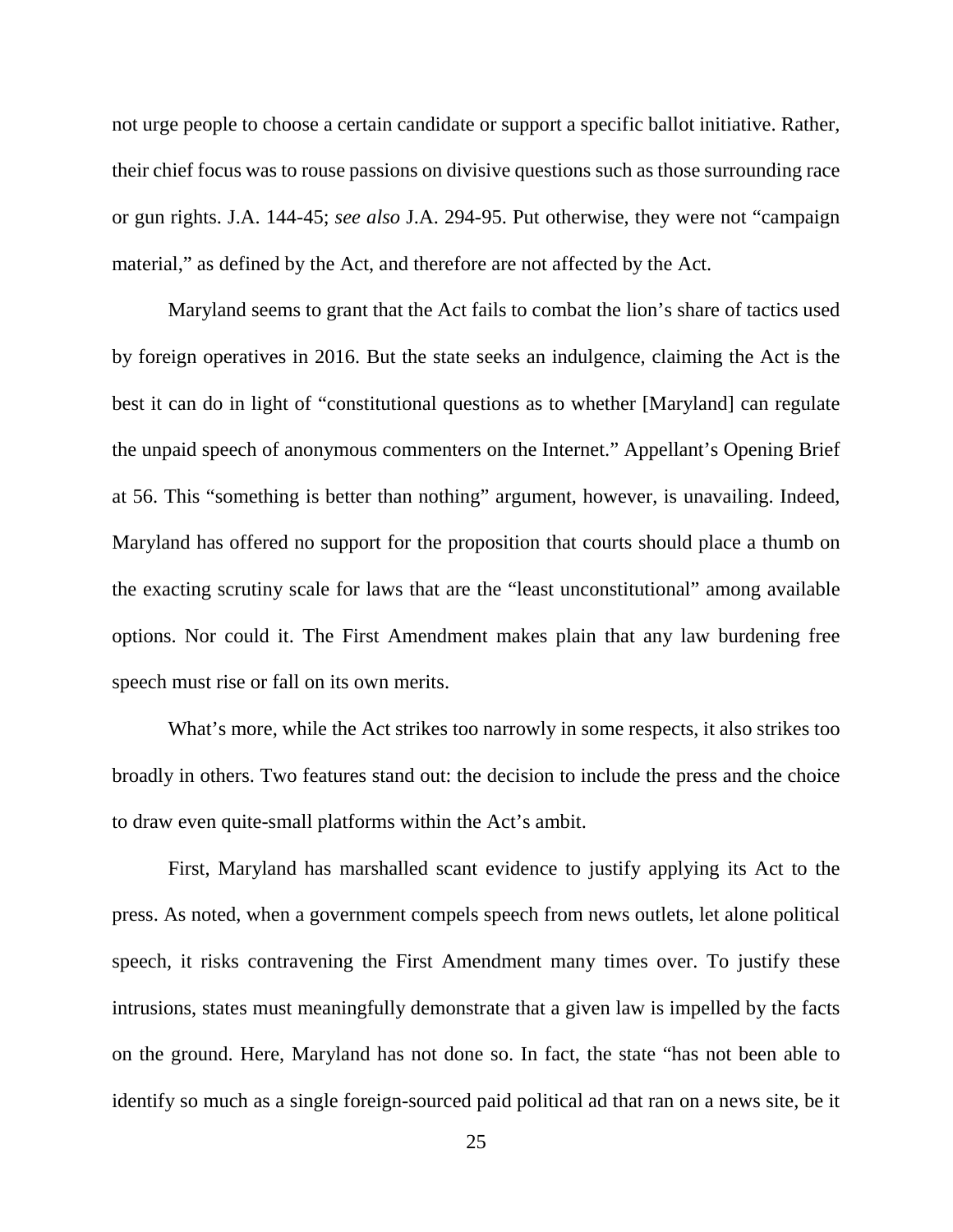not urge people to choose a certain candidate or support a specific ballot initiative. Rather, their chief focus was to rouse passions on divisive questions such as those surrounding race or gun rights. J.A. 144-45; *see also* J.A. 294-95. Put otherwise, they were not "campaign material," as defined by the Act, and therefore are not affected by the Act.

Maryland seems to grant that the Act fails to combat the lion's share of tactics used by foreign operatives in 2016. But the state seeks an indulgence, claiming the Act is the best it can do in light of "constitutional questions as to whether [Maryland] can regulate the unpaid speech of anonymous commenters on the Internet." Appellant's Opening Brief at 56. This "something is better than nothing" argument, however, is unavailing. Indeed, Maryland has offered no support for the proposition that courts should place a thumb on the exacting scrutiny scale for laws that are the "least unconstitutional" among available options. Nor could it. The First Amendment makes plain that any law burdening free speech must rise or fall on its own merits.

What's more, while the Act strikes too narrowly in some respects, it also strikes too broadly in others. Two features stand out: the decision to include the press and the choice to draw even quite-small platforms within the Act's ambit.

First, Maryland has marshalled scant evidence to justify applying its Act to the press. As noted, when a government compels speech from news outlets, let alone political speech, it risks contravening the First Amendment many times over. To justify these intrusions, states must meaningfully demonstrate that a given law is impelled by the facts on the ground. Here, Maryland has not done so. In fact, the state "has not been able to identify so much as a single foreign-sourced paid political ad that ran on a news site, be it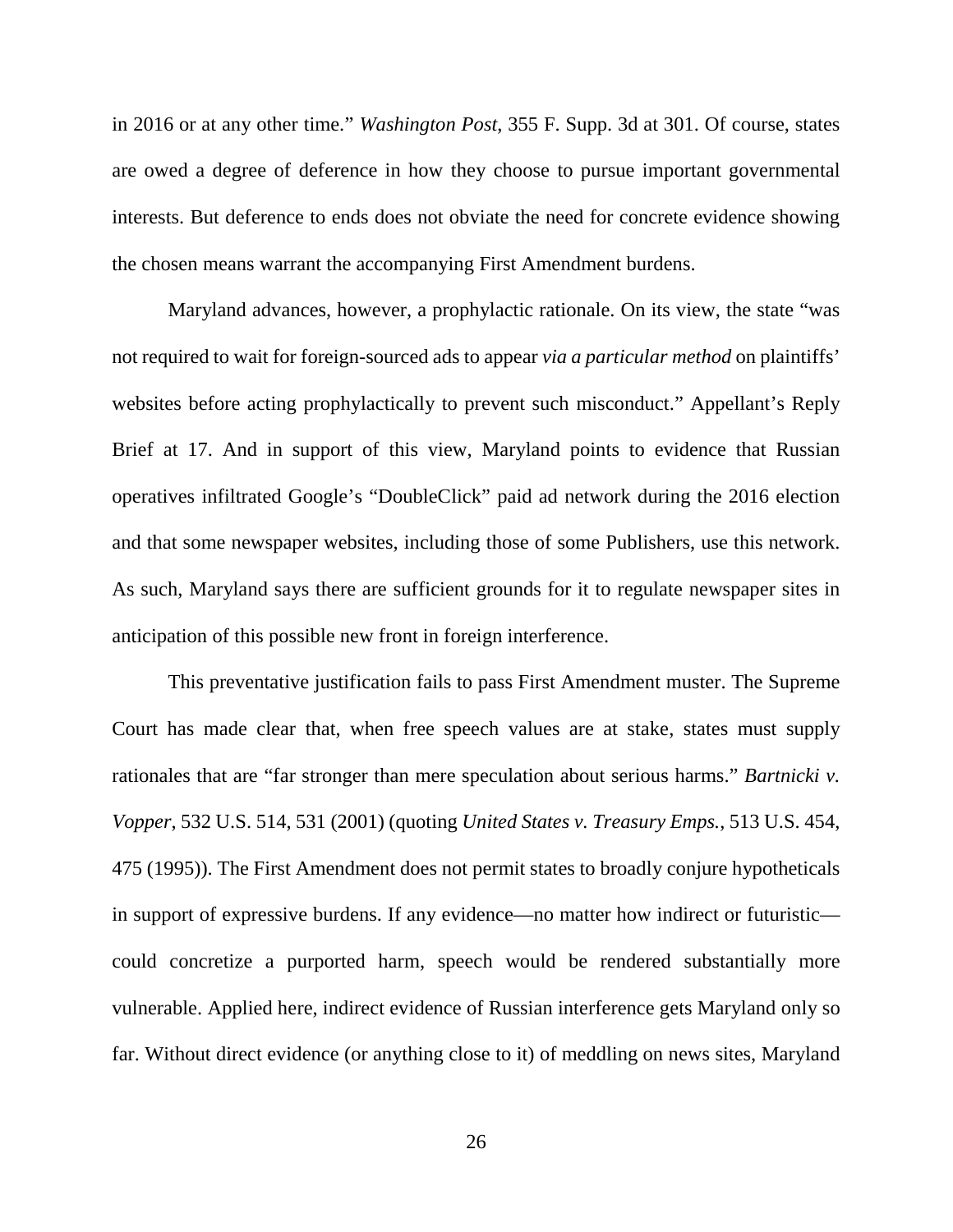in 2016 or at any other time." *Washington Post*, 355 F. Supp. 3d at 301. Of course, states are owed a degree of deference in how they choose to pursue important governmental interests. But deference to ends does not obviate the need for concrete evidence showing the chosen means warrant the accompanying First Amendment burdens.

Maryland advances, however, a prophylactic rationale. On its view, the state "was not required to wait for foreign-sourced ads to appear *via a particular method* on plaintiffs' websites before acting prophylactically to prevent such misconduct." Appellant's Reply Brief at 17. And in support of this view, Maryland points to evidence that Russian operatives infiltrated Google's "DoubleClick" paid ad network during the 2016 election and that some newspaper websites, including those of some Publishers, use this network. As such, Maryland says there are sufficient grounds for it to regulate newspaper sites in anticipation of this possible new front in foreign interference.

This preventative justification fails to pass First Amendment muster. The Supreme Court has made clear that, when free speech values are at stake, states must supply rationales that are "far stronger than mere speculation about serious harms." *Bartnicki v. Vopper*, 532 U.S. 514, 531 (2001) (quoting *United States v. Treasury Emps.*, 513 U.S. 454, 475 (1995)). The First Amendment does not permit states to broadly conjure hypotheticals in support of expressive burdens. If any evidence—no matter how indirect or futuristic—could concretize a purported harm, speech would be rendered substantially more vulnerable. Applied here, indirect evidence of Russian interference gets Maryland only so far. Without direct evidence (or anything close to it) of meddling on news sites, Maryland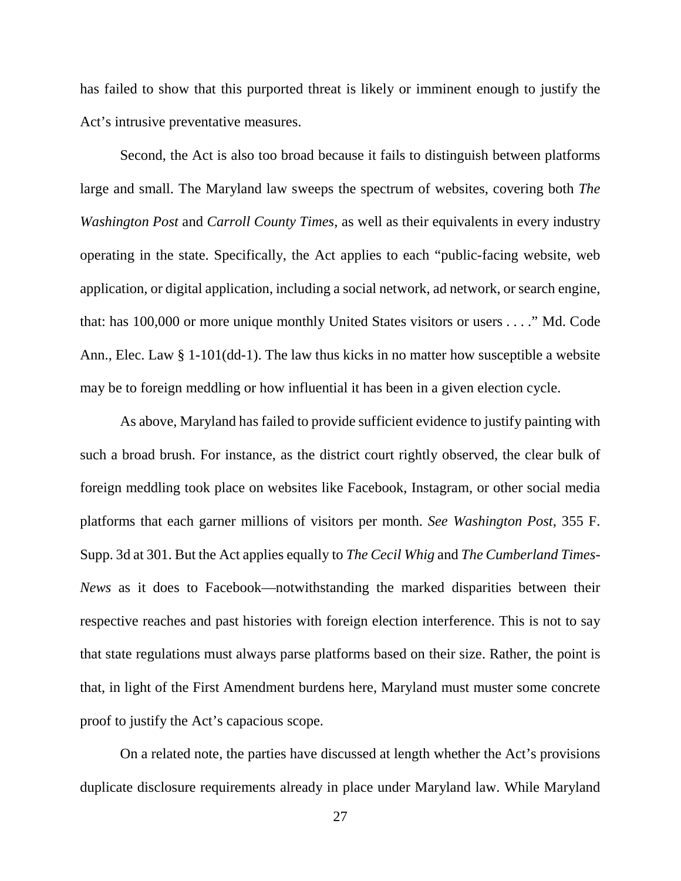has failed to show that this purported threat is likely or imminent enough to justify the Act's intrusive preventative measures.

Second, the Act is also too broad because it fails to distinguish between platforms large and small. The Maryland law sweeps the spectrum of websites, covering both *The Washington Post* and *Carroll County Times*, as well as their equivalents in every industry operating in the state. Specifically, the Act applies to each "public-facing website, web application, or digital application, including a social network, ad network, or search engine, that: has 100,000 or more unique monthly United States visitors or users . . . ." Md. Code Ann., Elec. Law § 1-101(dd-1). The law thus kicks in no matter how susceptible a website may be to foreign meddling or how influential it has been in a given election cycle.

As above, Maryland has failed to provide sufficient evidence to justify painting with such a broad brush. For instance, as the district court rightly observed, the clear bulk of foreign meddling took place on websites like Facebook, Instagram, or other social media platforms that each garner millions of visitors per month. *See Washington Post*, 355 F. Supp. 3d at 301. But the Act applies equally to *The Cecil Whig* and *The Cumberland Times-News* as it does to Facebook—notwithstanding the marked disparities between their respective reaches and past histories with foreign election interference. This is not to say that state regulations must always parse platforms based on their size. Rather, the point is that, in light of the First Amendment burdens here, Maryland must muster some concrete proof to justify the Act's capacious scope.

On a related note, the parties have discussed at length whether the Act's provisions duplicate disclosure requirements already in place under Maryland law. While Maryland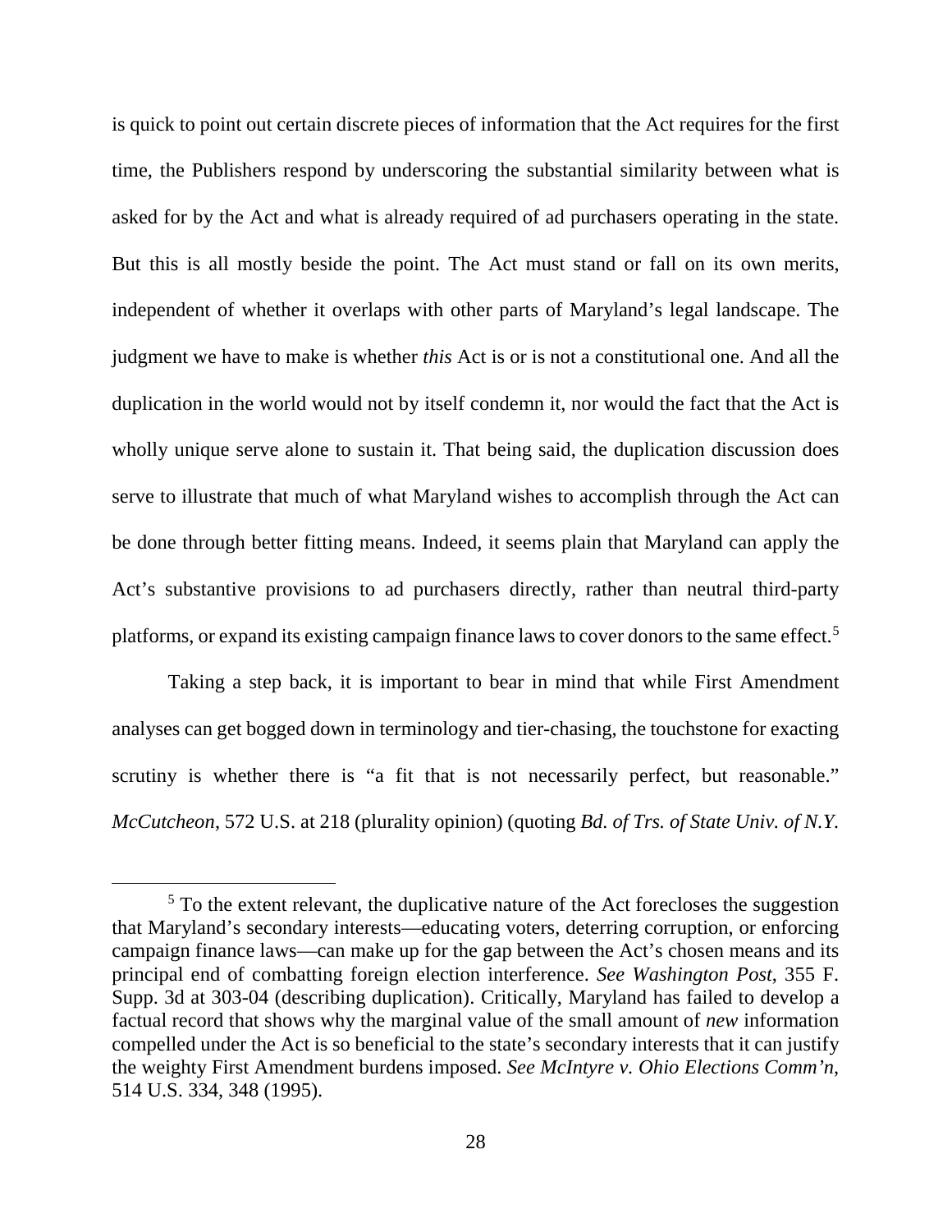is quick to point out certain discrete pieces of information that the Act requires for the first time, the Publishers respond by underscoring the substantial similarity between what is asked for by the Act and what is already required of ad purchasers operating in the state. But this is all mostly beside the point. The Act must stand or fall on its own merits, independent of whether it overlaps with other parts of Maryland's legal landscape. The judgment we have to make is whether *this* Act is or is not a constitutional one. And all the duplication in the world would not by itself condemn it, nor would the fact that the Act is wholly unique serve alone to sustain it. That being said, the duplication discussion does serve to illustrate that much of what Maryland wishes to accomplish through the Act can be done through better fitting means. Indeed, it seems plain that Maryland can apply the Act's substantive provisions to ad purchasers directly, rather than neutral third-party platforms, or expand its existing campaign finance laws to cover donors to the same effect.[5]

Taking a step back, it is important to bear in mind that while First Amendment analyses can get bogged down in terminology and tier-chasing, the touchstone for exacting scrutiny is whether there is "a fit that is not necessarily perfect, but reasonable." *McCutcheon*, 572 U.S. at 218 (plurality opinion) (quoting *Bd. of Trs. of State Univ. of N.Y.*

[5] To the extent relevant, the duplicative nature of the Act forecloses the suggestion that Maryland's secondary interests—educating voters, deterring corruption, or enforcing campaign finance laws—can make up for the gap between the Act's chosen means and its principal end of combatting foreign election interference. *See Washington Post*, 355 F. Supp. 3d at 303-04 (describing duplication). Critically, Maryland has failed to develop a factual record that shows why the marginal value of the small amount of *new* information compelled under the Act is so beneficial to the state's secondary interests that it can justify the weighty First Amendment burdens imposed. *See McIntyre v. Ohio Elections Comm'n*, 514 U.S. 334, 348 (1995).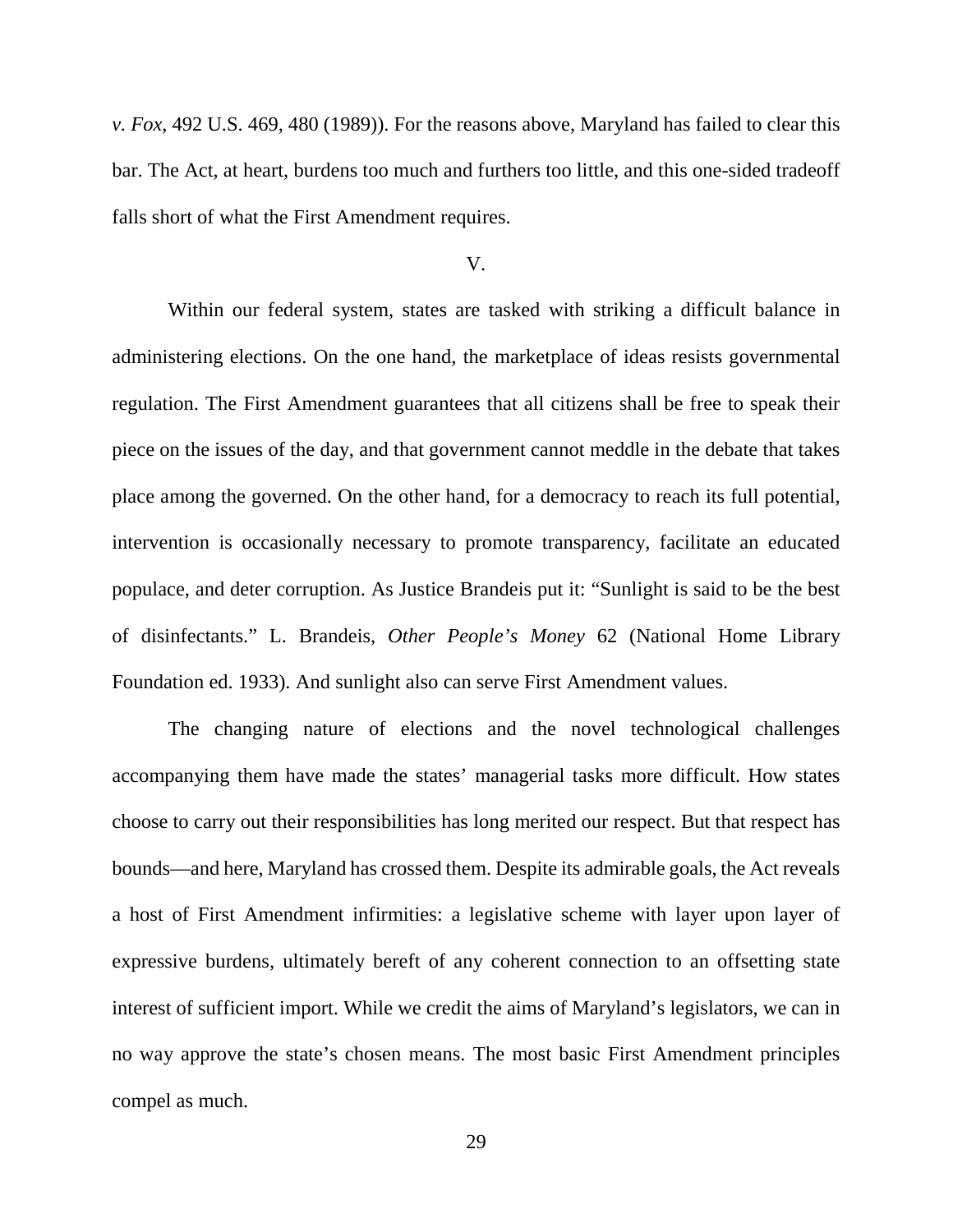*v. Fox*, 492 U.S. 469, 480 (1989)). For the reasons above, Maryland has failed to clear this bar. The Act, at heart, burdens too much and furthers too little, and this one-sided tradeoff falls short of what the First Amendment requires.

## V.

Within our federal system, states are tasked with striking a difficult balance in administering elections. On the one hand, the marketplace of ideas resists governmental regulation. The First Amendment guarantees that all citizens shall be free to speak their piece on the issues of the day, and that government cannot meddle in the debate that takes place among the governed. On the other hand, for a democracy to reach its full potential, intervention is occasionally necessary to promote transparency, facilitate an educated populace, and deter corruption. As Justice Brandeis put it: "Sunlight is said to be the best of disinfectants." L. Brandeis, *Other People's Money* 62 (National Home Library Foundation ed. 1933). And sunlight also can serve First Amendment values.

The changing nature of elections and the novel technological challenges accompanying them have made the states' managerial tasks more difficult. How states choose to carry out their responsibilities has long merited our respect. But that respect has bounds—and here, Maryland has crossed them. Despite its admirable goals, the Act reveals a host of First Amendment infirmities: a legislative scheme with layer upon layer of expressive burdens, ultimately bereft of any coherent connection to an offsetting state interest of sufficient import. While we credit the aims of Maryland's legislators, we can in no way approve the state's chosen means. The most basic First Amendment principles compel as much.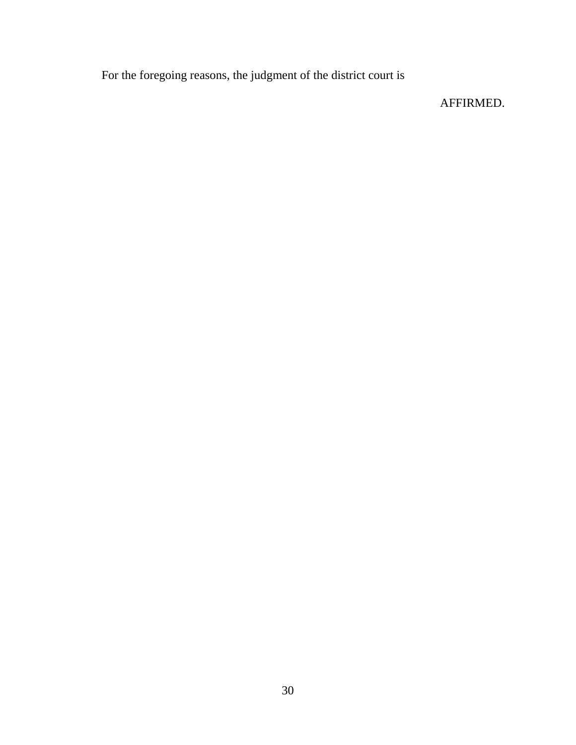For the foregoing reasons, the judgment of the district court is

AFFIRMED.